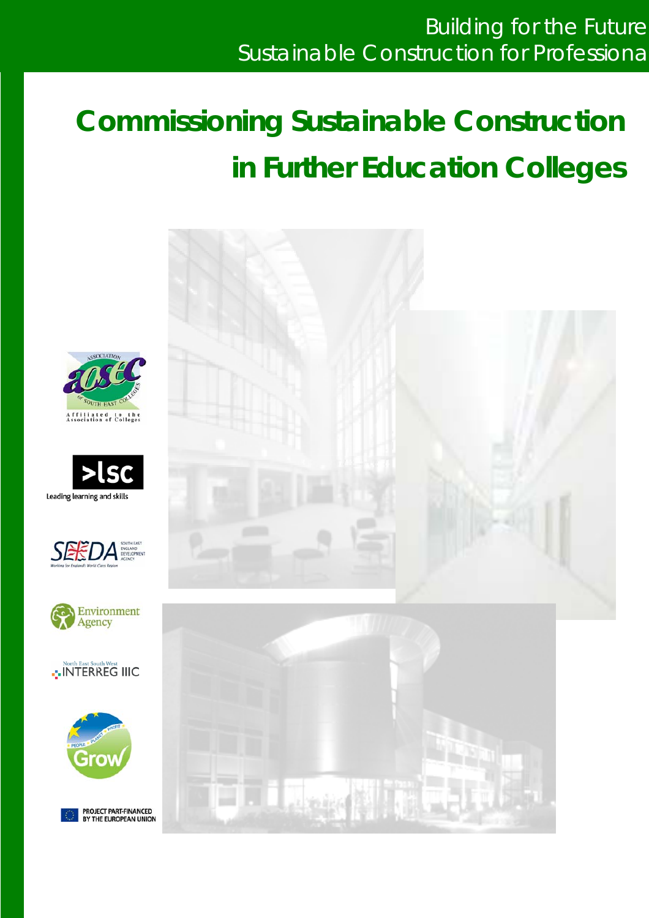Building for the Future
Sustainable Construction for Professiona

# Commissioning Sustainable Construction in Further Education Colleges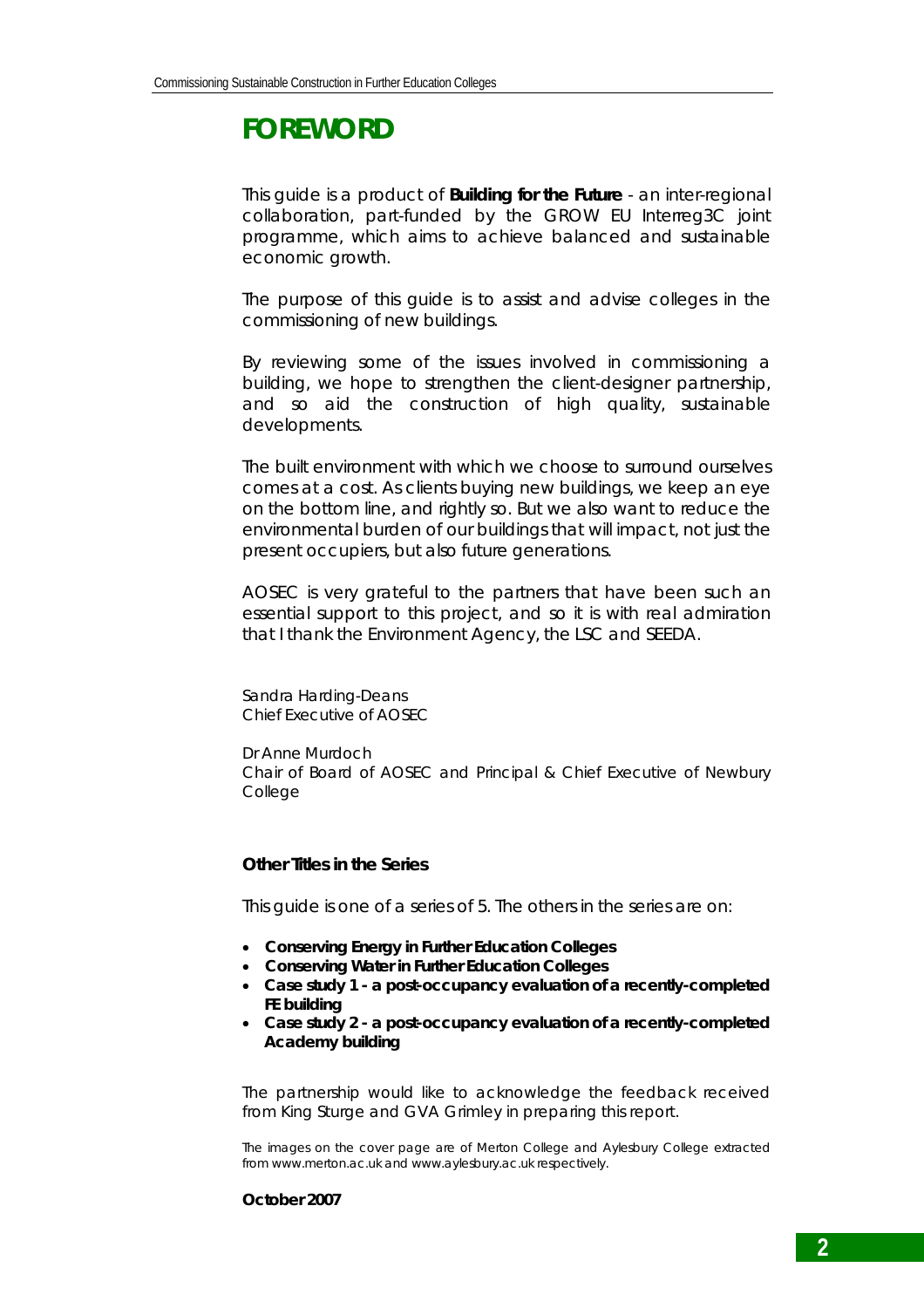# FOREWORD

This guide is a product of **Building for the Future** - an inter-regional collaboration, part-funded by the GROW EU Interreg3C joint programme, which aims to achieve balanced and sustainable economic growth.

The purpose of this guide is to assist and advise colleges in the commissioning of new buildings.

By reviewing some of the issues involved in commissioning a building, we hope to strengthen the client-designer partnership, and so aid the construction of high quality, sustainable developments.

The built environment with which we choose to surround ourselves comes at a cost. As clients buying new buildings, we keep an eye on the bottom line, and rightly so. But we also want to reduce the environmental burden of our buildings that will impact, not just the present occupiers, but also future generations.

AOSEC is very grateful to the partners that have been such an essential support to this project, and so it is with real admiration that I thank the Environment Agency, the LSC and SEEDA.

Sandra Harding-Deans
Chief Executive of AOSEC

Dr Anne Murdoch
Chair of Board of AOSEC and Principal & Chief Executive of Newbury College

**Other Titles in the Series**

This guide is one of a series of 5. The others in the series are on:

- **Conserving Energy in Further Education Colleges**
- **Conserving Water in Further Education Colleges**
- **Case study 1 - a post-occupancy evaluation of a recently-completed FE building**
- **Case study 2 - a post-occupancy evaluation of a recently-completed Academy building**

The partnership would like to acknowledge the feedback received from King Sturge and GVA Grimley in preparing this report.

The images on the cover page are of Merton College and Aylesbury College extracted from www.merton.ac.uk and www.aylesbury.ac.uk respectively.

**October 2007**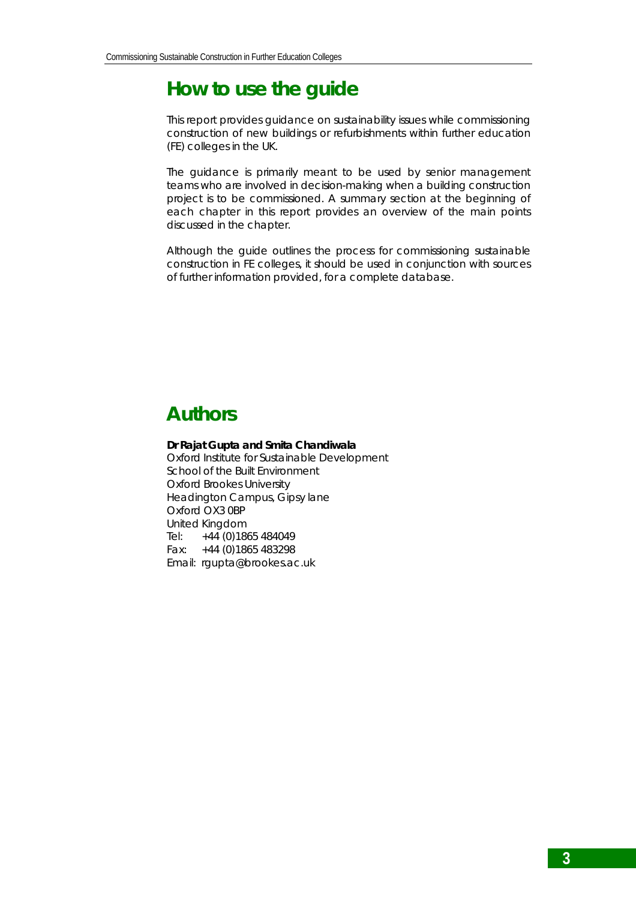# How to use the guide

This report provides guidance on sustainability issues while commissioning construction of new buildings or refurbishments within further education (FE) colleges in the UK.

The guidance is primarily meant to be used by senior management teams who are involved in decision-making when a building construction project is to be commissioned. A summary section at the beginning of each chapter in this report provides an overview of the main points discussed in the chapter.

Although the guide outlines the process for commissioning sustainable construction in FE colleges, it should be used in conjunction with sources of further information provided, for a complete database.

# Authors

**Dr Rajat Gupta and Smita Chandiwala**
Oxford Institute for Sustainable Development
School of the Built Environment
Oxford Brookes University
Headington Campus, Gipsy lane
Oxford OX3 0BP
United Kingdom
Tel: +44 (0)1865 484049
Fax: +44 (0)1865 483298
Email: rgupta@brookes.ac.uk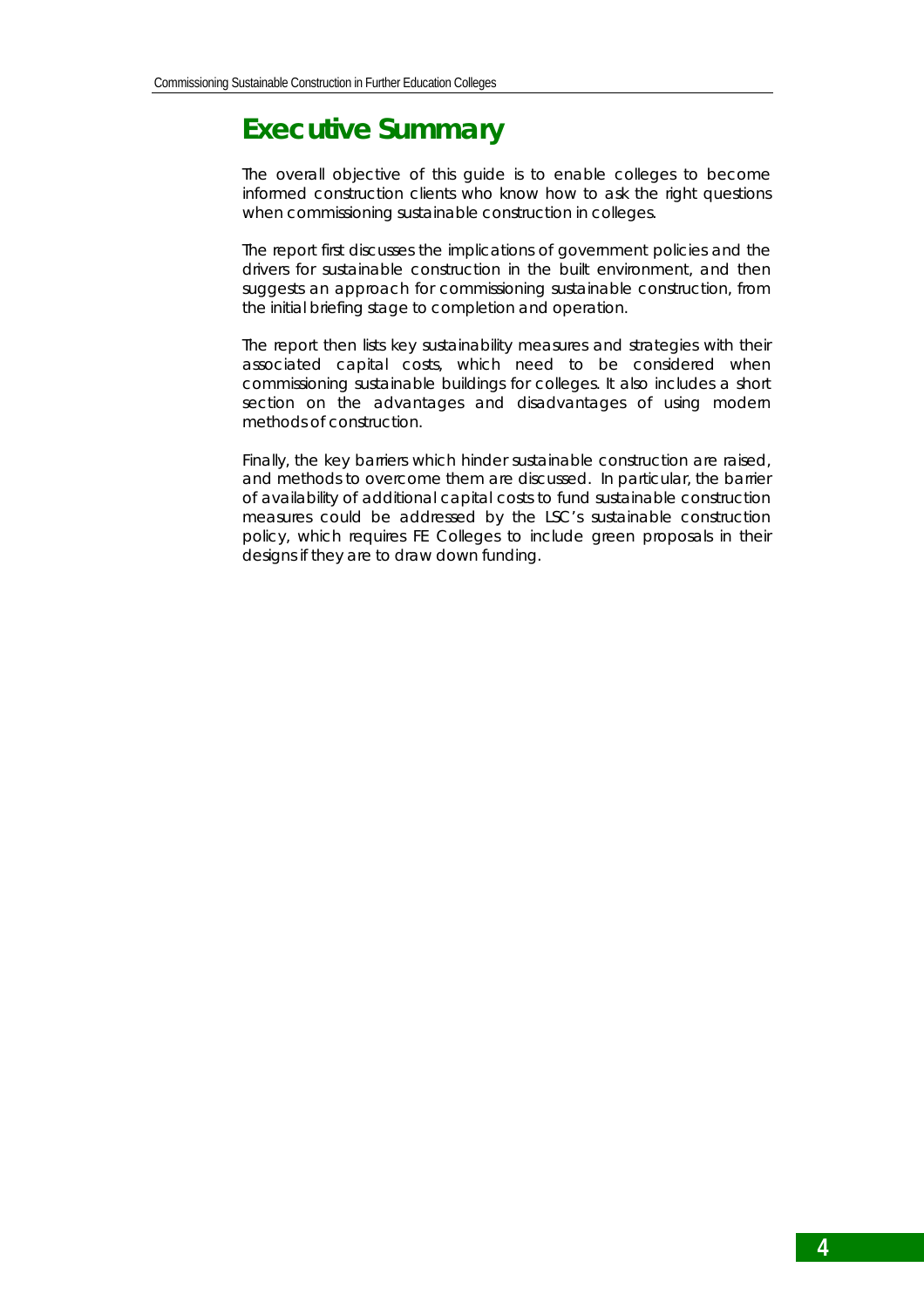# Executive Summary

The overall objective of this guide is to enable colleges to become informed construction clients who know how to ask the right questions when commissioning sustainable construction in colleges.

The report first discusses the implications of government policies and the drivers for sustainable construction in the built environment, and then suggests an approach for commissioning sustainable construction, from the initial briefing stage to completion and operation.

The report then lists key sustainability measures and strategies with their associated capital costs, which need to be considered when commissioning sustainable buildings for colleges. It also includes a short section on the advantages and disadvantages of using modern methods of construction.

Finally, the key barriers which hinder sustainable construction are raised, and methods to overcome them are discussed. In particular, the barrier of availability of additional capital costs to fund sustainable construction measures could be addressed by the LSC's sustainable construction policy, which requires FE Colleges to include green proposals in their designs if they are to draw down funding.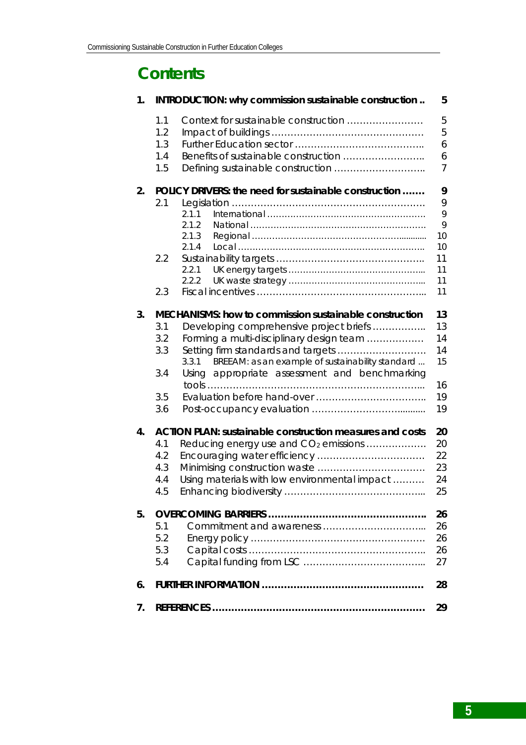# Contents

| | | |
|---|---|---|
| **1.** | **INTRODUCTION: why commission sustainable construction ..** | **5** |
| 1.1 | Context for sustainable construction …………………… | 5 |
| 1.2 | Impact of buildings ………………………………………… | 5 |
| 1.3 | Further Education sector ………………………………….. | 6 |
| 1.4 | Benefits of sustainable construction …………………….. | 6 |
| 1.5 | Defining sustainable construction ……………………….. | 7 |
| **2.** | **POLICY DRIVERS: the need for sustainable construction …….** | **9** |
| 2.1 | Legislation …………………………………………………… | 9 |
| 2.1.1 | International ……………………………………………… | 9 |
| 2.1.2 | National …………………………………………………… | 9 |
| 2.1.3 | Regional ………………………………………………........... | 10 |
| 2.1.4 | Local ………………………………………………………. | 10 |
| 2.2 | Sustainability targets …………………………………….. | 11 |
| 2.2.1 | UK energy targets ……………………………………….. | 11 |
| 2.2.2 | UK waste strategy ………………………………………... | 11 |
| 2.3 | Fiscal incentives …………………………………………….. | 11 |
| **3.** | **MECHANISMS: how to commission sustainable construction** | **13** |
| 3.1 | Developing comprehensive project briefs …………….. | 13 |
| 3.2 | Forming a multi-disciplinary design team ……………… | 14 |
| 3.3 | Setting firm standards and targets ……………………… | 14 |
| 3.3.1 | BREEAM: as an example of sustainability standard ... | 15 |
| 3.4 | Using appropriate assessment and benchmarking tools ………………………………………………………….. | 16 |
| 3.5 | Evaluation before hand-over …………………………….. | 19 |
| 3.6 | Post-occupancy evaluation ………………………........... | 19 |
| **4.** | **ACTION PLAN: sustainable construction measures and costs** | **20** |
| 4.1 | Reducing energy use and $CO_2$ emissions ……………… | 20 |
| 4.2 | Encouraging water efficiency …………………………… | 22 |
| 4.3 | Minimising construction waste …………………………… | 23 |
| 4.4 | Using materials with low environmental impact ………. | 24 |
| 4.5 | Enhancing biodiversity …………………………………….. | 25 |
| **5.** | **OVERCOMING BARRIERS …………………………………………..** | **26** |
| 5.1 | Commitment and awareness …………………………... | 26 |
| 5.2 | Energy policy ……………………………………………… | 26 |
| 5.3 | Capital costs ……………………………………………….. | 26 |
| 5.4 | Capital funding from LSC ………………………………... | 27 |
| **6.** | **FURTHER INFORMATION …………………………………………** | **28** |
| **7.** | **REFERENCES …………………………………………………………** | **29** |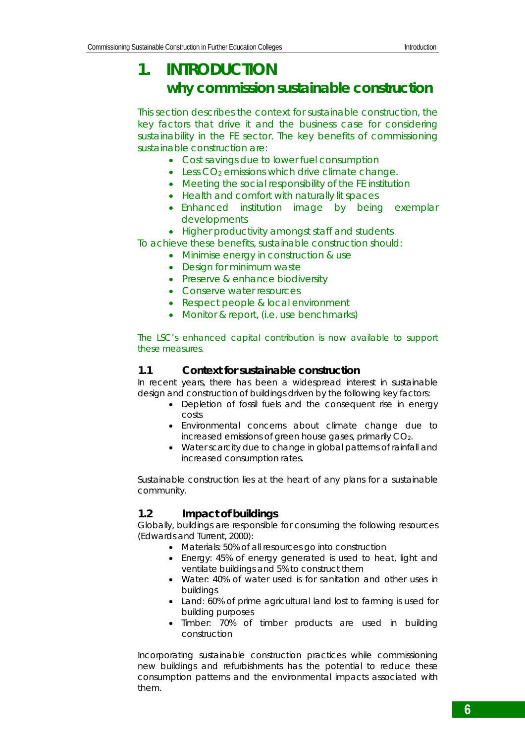# 1. INTRODUCTION

## why commission sustainable construction

This section describes the context for sustainable construction, the key factors that drive it and the business case for considering sustainability in the FE sector. The key benefits of commissioning sustainable construction are:

- Cost savings due to lower fuel consumption
- Less $CO_2$ emissions which drive climate change.
- Meeting the social responsibility of the FE institution
- Health and comfort with naturally lit spaces
- Enhanced institution image by being exemplar developments
- Higher productivity amongst staff and students

To achieve these benefits, sustainable construction should:

- Minimise energy in construction & use
- Design for minimum waste
- Preserve & enhance biodiversity
- Conserve water resources
- Respect people & local environment
- Monitor & report, (i.e. use benchmarks)

*The LSC's enhanced capital contribution is now available to support these measures.*

### 1.1 Context for sustainable construction

In recent years, there has been a widespread interest in sustainable design and construction of buildings driven by the following key factors:

- Depletion of fossil fuels and the consequent rise in energy costs
- Environmental concerns about climate change due to increased emissions of green house gases, primarily $CO_2$.
- Water scarcity due to change in global patterns of rainfall and increased consumption rates.

Sustainable construction lies at the heart of any plans for a sustainable community.

### 1.2 Impact of buildings

Globally, buildings are responsible for consuming the following resources (Edwards and Turrent, 2000):

- Materials: 50% of all resources go into construction
- Energy: 45% of energy generated is used to heat, light and ventilate buildings and 5% to construct them
- Water: 40% of water used is for sanitation and other uses in buildings
- Land: 60% of prime agricultural land lost to farming is used for building purposes
- Timber: 70% of timber products are used in building construction

Incorporating sustainable construction practices while commissioning new buildings and refurbishments has the potential to reduce these consumption patterns and the environmental impacts associated with them.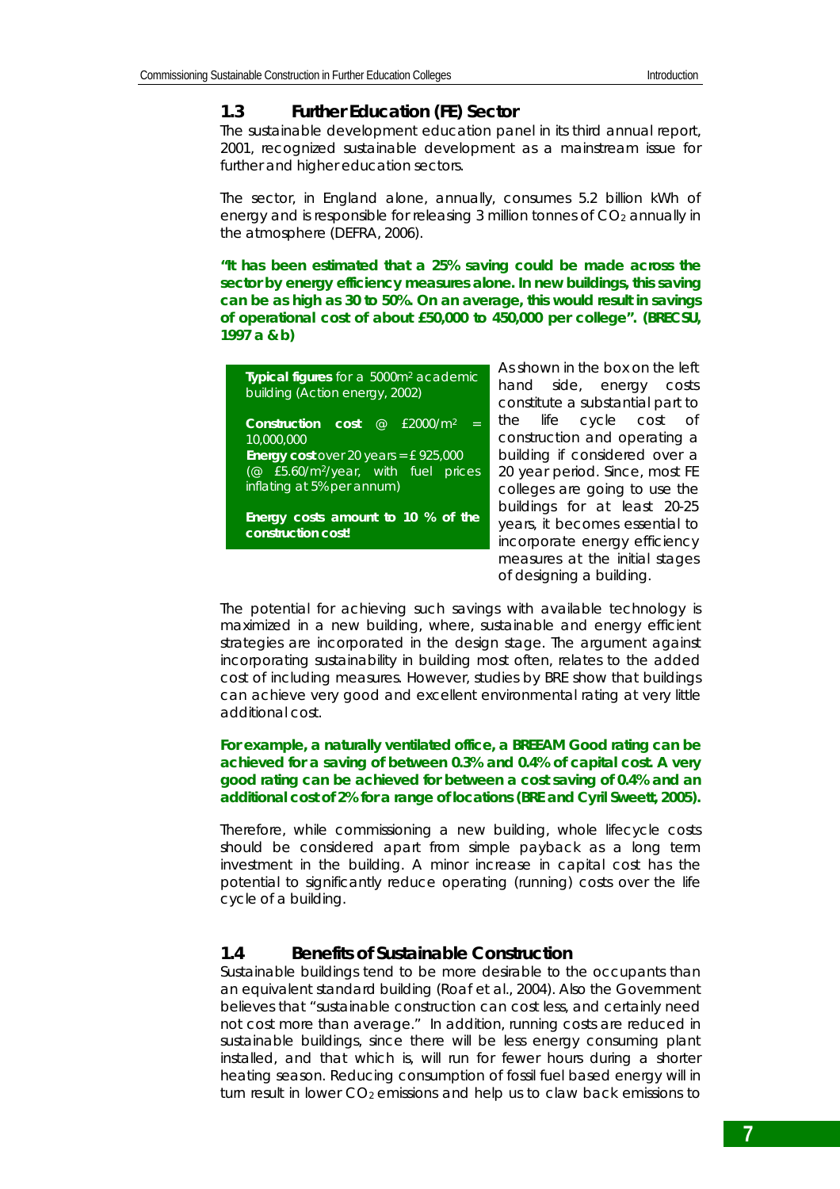## 1.3 Further Education (FE) Sector

The sustainable development education panel in its third annual report, 2001, recognized sustainable development as a mainstream issue for further and higher education sectors.

The sector, in England alone, annually, consumes 5.2 billion kWh of energy and is responsible for releasing 3 million tonnes of $CO_2$ annually in the atmosphere (DEFRA, 2006).

**"It has been estimated that a 25% saving could be made across the sector by energy efficiency measures alone. In new buildings, this saving can be as high as 30 to 50%. On an average, this would result in savings of operational cost of about £50,000 to 450,000 per college". (BRECSU, 1997 a & b)**

> **Typical figures** for a 5000m$^2$ academic building (Action energy, 2002)
>
> **Construction cost** @ £2000/m$^2$ = 10,000,000
> **Energy cost** over 20 years = £ 925,000 (@ £5.60/m$^2$/year, with fuel prices inflating at 5% per annum)
>
> **Energy costs amount to 10 % of the construction cost!**

As shown in the box on the left hand side, energy costs constitute a substantial part to the life cycle cost of construction and operating a building if considered over a 20 year period. Since, most FE colleges are going to use the buildings for at least 20-25 years, it becomes essential to incorporate energy efficiency measures at the initial stages of designing a building.

The potential for achieving such savings with available technology is maximized in a new building, where, sustainable and energy efficient strategies are incorporated in the design stage. The argument against incorporating sustainability in building most often, relates to the added cost of including measures. However, studies by BRE show that buildings can achieve very good and excellent environmental rating at very little additional cost.

**For example, a naturally ventilated office, a BREEAM Good rating can be achieved for a saving of between 0.3% and 0.4% of capital cost. A very good rating can be achieved for between a cost saving of 0.4% and an additional cost of 2% for a range of locations (BRE and Cyril Sweett, 2005).**

Therefore, while commissioning a new building, whole lifecycle costs should be considered apart from simple payback as a long term investment in the building. A minor increase in capital cost has the potential to significantly reduce operating (running) costs over the life cycle of a building.

## 1.4 Benefits of Sustainable Construction

Sustainable buildings tend to be more desirable to the occupants than an equivalent standard building (Roaf et al., 2004). Also the Government believes that "sustainable construction can cost less, and certainly need not cost more than average." In addition, running costs are reduced in sustainable buildings, since there will be less energy consuming plant installed, and that which is, will run for fewer hours during a shorter heating season. Reducing consumption of fossil fuel based energy will in turn result in lower $CO_2$ emissions and help us to claw back emissions to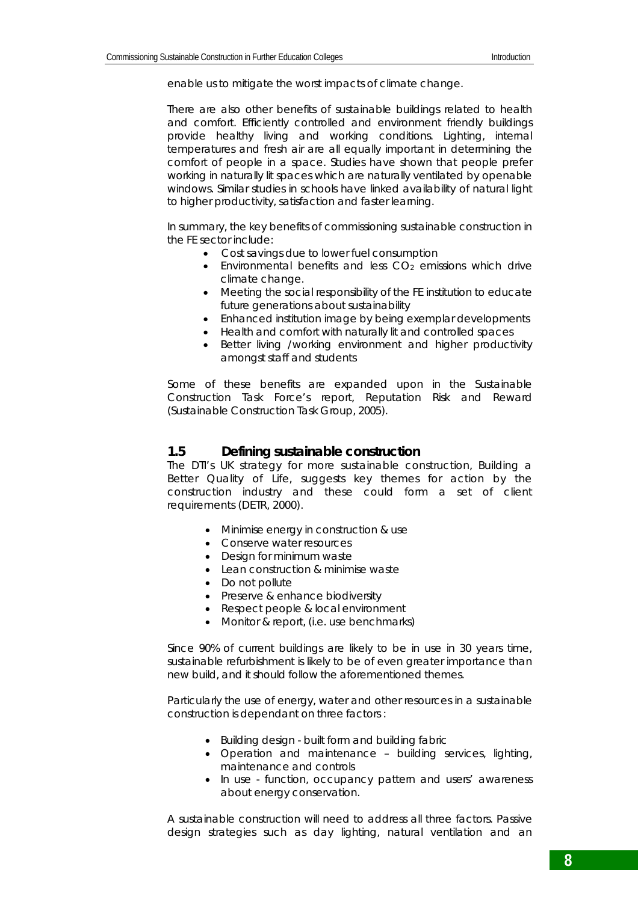enable us to mitigate the worst impacts of climate change.

There are also other benefits of sustainable buildings related to health and comfort. Efficiently controlled and environment friendly buildings provide healthy living and working conditions. Lighting, internal temperatures and fresh air are all equally important in determining the comfort of people in a space. Studies have shown that people prefer working in naturally lit spaces which are naturally ventilated by openable windows. Similar studies in schools have linked availability of natural light to higher productivity, satisfaction and faster learning.

In summary, the key benefits of commissioning sustainable construction in the FE sector include:

- Cost savings due to lower fuel consumption
- Environmental benefits and less $CO_2$ emissions which drive climate change.
- Meeting the social responsibility of the FE institution to educate future generations about sustainability
- Enhanced institution image by being exemplar developments
- Health and comfort with naturally lit and controlled spaces
- Better living /working environment and higher productivity amongst staff and students

Some of these benefits are expanded upon in the Sustainable Construction Task Force's report, Reputation Risk and Reward (Sustainable Construction Task Group, 2005).

## 1.5 Defining sustainable construction

The DTI's UK strategy for more sustainable construction, Building a Better Quality of Life, suggests key themes for action by the construction industry and these could form a set of client requirements (DETR, 2000).

- Minimise energy in construction & use
- Conserve water resources
- Design for minimum waste
- Lean construction & minimise waste
- Do not pollute
- Preserve & enhance biodiversity
- Respect people & local environment
- Monitor & report, (i.e. use benchmarks)

Since 90% of current buildings are likely to be in use in 30 years time, sustainable refurbishment is likely to be of even greater importance than new build, and it should follow the aforementioned themes.

Particularly the use of energy, water and other resources in a sustainable construction is dependant on three factors :

- Building design - built form and building fabric
- Operation and maintenance – building services, lighting, maintenance and controls
- In use - function, occupancy pattern and users' awareness about energy conservation.

A sustainable construction will need to address all three factors. Passive design strategies such as day lighting, natural ventilation and an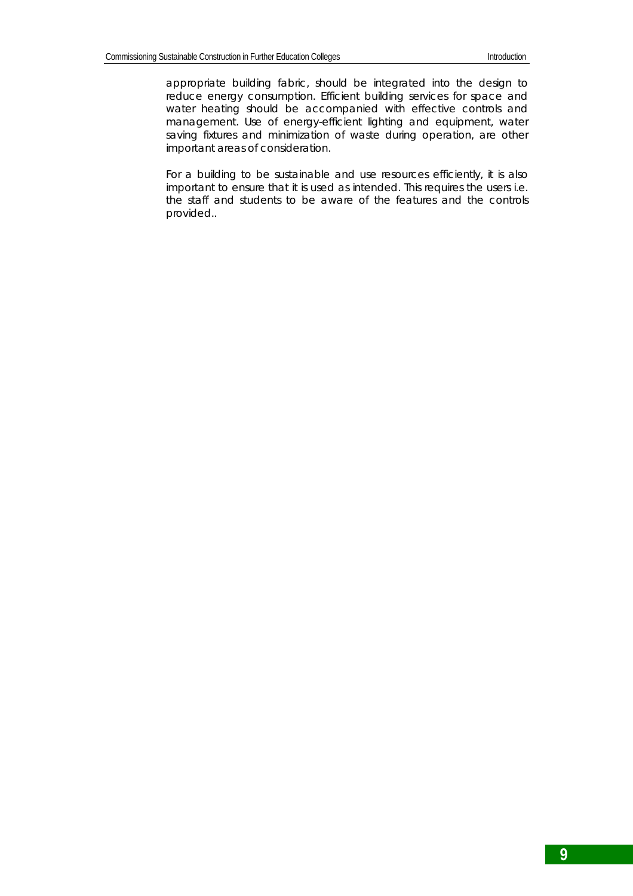appropriate building fabric, should be integrated into the design to reduce energy consumption. Efficient building services for space and water heating should be accompanied with effective controls and management. Use of energy-efficient lighting and equipment, water saving fixtures and minimization of waste during operation, are other important areas of consideration.

For a building to be sustainable and use resources efficiently, it is also important to ensure that it is used as intended. This requires the users i.e. the staff and students to be aware of the features and the controls provided..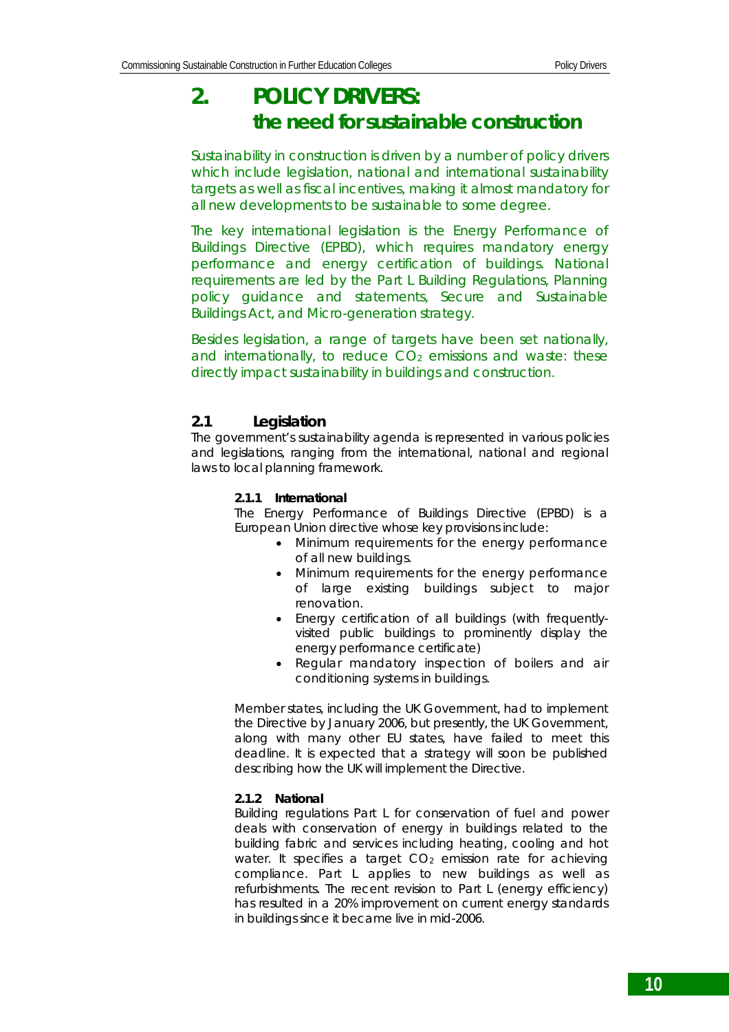# 2. POLICY DRIVERS: the need for sustainable construction

Sustainability in construction is driven by a number of policy drivers which include legislation, national and international sustainability targets as well as fiscal incentives, making it almost mandatory for all new developments to be sustainable to some degree.

The key international legislation is the Energy Performance of Buildings Directive (EPBD), which requires mandatory energy performance and energy certification of buildings. National requirements are led by the Part L Building Regulations, Planning policy guidance and statements, Secure and Sustainable Buildings Act, and Micro-generation strategy.

Besides legislation, a range of targets have been set nationally, and internationally, to reduce $CO_2$ emissions and waste: these directly impact sustainability in buildings and construction.

## 2.1 Legislation

The government's sustainability agenda is represented in various policies and legislations, ranging from the international, national and regional laws to local planning framework.

### 2.1.1 International

The Energy Performance of Buildings Directive (EPBD) is a European Union directive whose key provisions include:

- Minimum requirements for the energy performance of all new buildings.
- Minimum requirements for the energy performance of large existing buildings subject to major renovation.
- Energy certification of all buildings (with frequently-visited public buildings to prominently display the energy performance certificate)
- Regular mandatory inspection of boilers and air conditioning systems in buildings.

Member states, including the UK Government, had to implement the Directive by January 2006, but presently, the UK Government, along with many other EU states, have failed to meet this deadline. It is expected that a strategy will soon be published describing how the UK will implement the Directive.

### 2.1.2 National

Building regulations Part L for conservation of fuel and power deals with conservation of energy in buildings related to the building fabric and services including heating, cooling and hot water. It specifies a target $CO_2$ emission rate for achieving compliance. Part L applies to new buildings as well as refurbishments. The recent revision to Part L (energy efficiency) has resulted in a 20% improvement on current energy standards in buildings since it became live in mid-2006.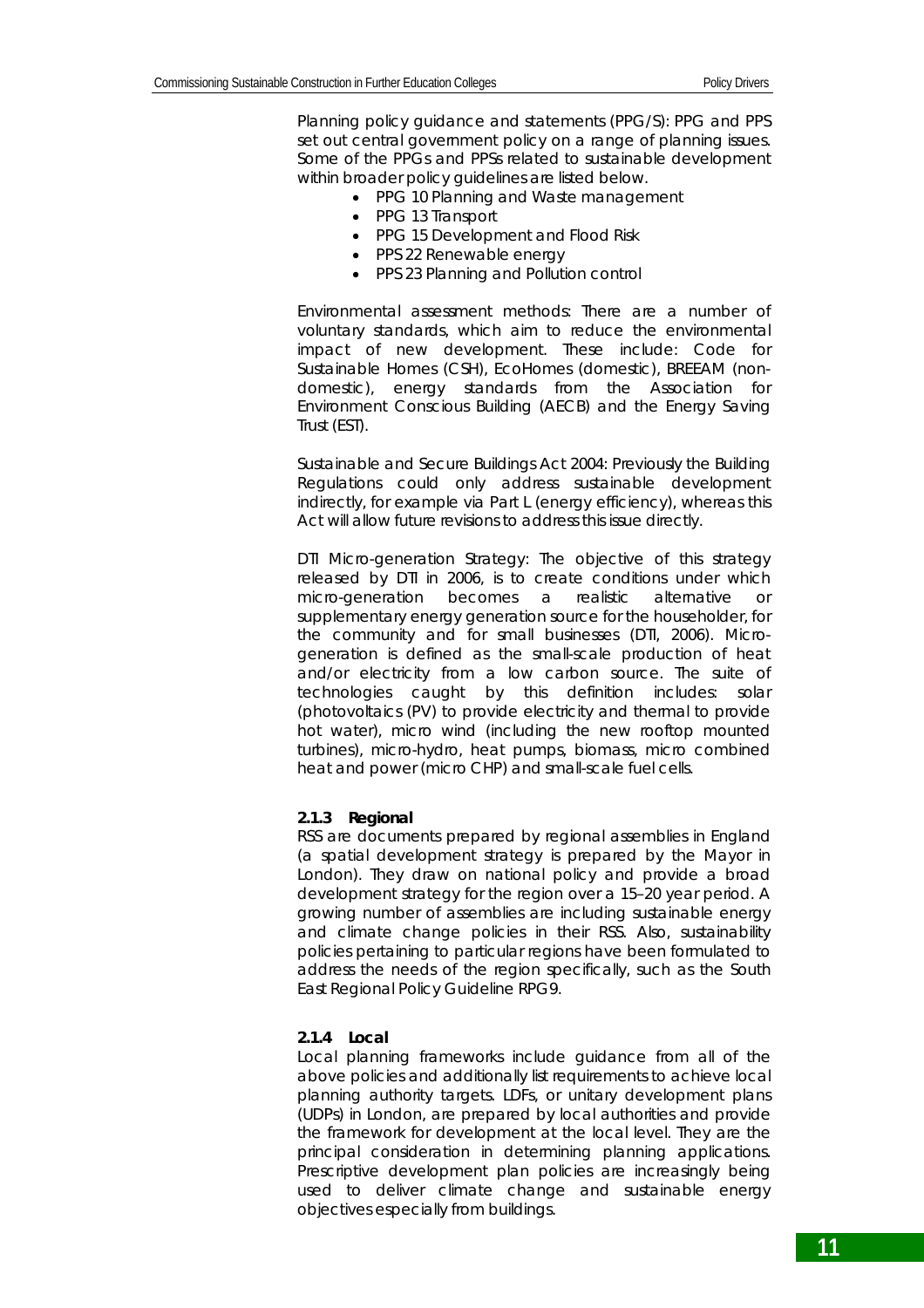Planning policy guidance and statements (PPG/S): PPG and PPS set out central government policy on a range of planning issues. Some of the PPGs and PPSs related to sustainable development within broader policy guidelines are listed below.

- PPG 10 Planning and Waste management
- PPG 13 Transport
- PPG 15 Development and Flood Risk
- PPS 22 Renewable energy
- PPS 23 Planning and Pollution control

Environmental assessment methods: There are a number of voluntary standards, which aim to reduce the environmental impact of new development. These include: Code for Sustainable Homes (CSH), EcoHomes (domestic), BREEAM (non-domestic), energy standards from the Association for Environment Conscious Building (AECB) and the Energy Saving Trust (EST).

Sustainable and Secure Buildings Act 2004: Previously the Building Regulations could only address sustainable development indirectly, for example via Part L (energy efficiency), whereas this Act will allow future revisions to address this issue directly.

DTI Micro-generation Strategy: The objective of this strategy released by DTI in 2006, is to create conditions under which micro-generation becomes a realistic alternative or supplementary energy generation source for the householder, for the community and for small businesses (DTI, 2006). Micro-generation is defined as the small-scale production of heat and/or electricity from a low carbon source. The suite of technologies caught by this definition includes: solar (photovoltaics (PV) to provide electricity and thermal to provide hot water), micro wind (including the new rooftop mounted turbines), micro-hydro, heat pumps, biomass, micro combined heat and power (micro CHP) and small-scale fuel cells.

### 2.1.3 Regional

RSS are documents prepared by regional assemblies in England (a spatial development strategy is prepared by the Mayor in London). They draw on national policy and provide a broad development strategy for the region over a 15–20 year period. A growing number of assemblies are including sustainable energy and climate change policies in their RSS. Also, sustainability policies pertaining to particular regions have been formulated to address the needs of the region specifically, such as the South East Regional Policy Guideline RPG9.

### 2.1.4 Local

Local planning frameworks include guidance from all of the above policies and additionally list requirements to achieve local planning authority targets. LDFs, or unitary development plans (UDPs) in London, are prepared by local authorities and provide the framework for development at the local level. They are the principal consideration in determining planning applications. Prescriptive development plan policies are increasingly being used to deliver climate change and sustainable energy objectives especially from buildings.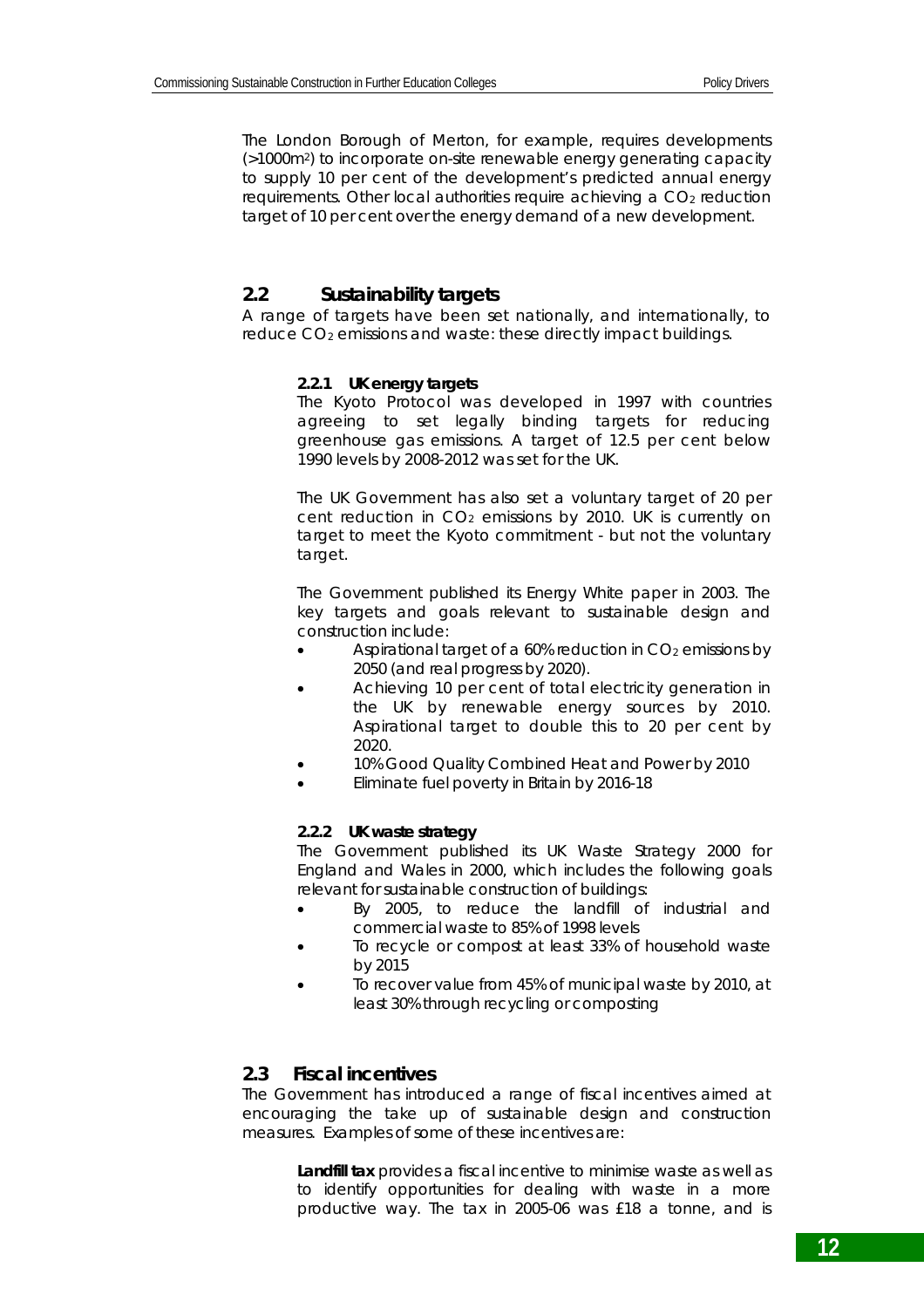The London Borough of Merton, for example, requires developments (>1000m[2]) to incorporate on-site renewable energy generating capacity to supply 10 per cent of the development's predicted annual energy requirements. Other local authorities require achieving a $CO_2$ reduction target of 10 per cent over the energy demand of a new development.

## 2.2 Sustainability targets

A range of targets have been set nationally, and internationally, to reduce $CO_2$ emissions and waste: these directly impact buildings.

### 2.2.1 UK energy targets

The Kyoto Protocol was developed in 1997 with countries agreeing to set legally binding targets for reducing greenhouse gas emissions. A target of 12.5 per cent below 1990 levels by 2008-2012 was set for the UK.

The UK Government has also set a voluntary target of 20 per cent reduction in $CO_2$ emissions by 2010. UK is currently on target to meet the Kyoto commitment - but not the voluntary target.

The Government published its Energy White paper in 2003. The key targets and goals relevant to sustainable design and construction include:

- Aspirational target of a 60% reduction in $CO_2$ emissions by 2050 (and real progress by 2020).
- Achieving 10 per cent of total electricity generation in the UK by renewable energy sources by 2010. Aspirational target to double this to 20 per cent by 2020.
- 10% Good Quality Combined Heat and Power by 2010
- Eliminate fuel poverty in Britain by 2016-18

### 2.2.2 UK waste strategy

The Government published its UK Waste Strategy 2000 for England and Wales in 2000, which includes the following goals relevant for sustainable construction of buildings:

- By 2005, to reduce the landfill of industrial and commercial waste to 85% of 1998 levels
- To recycle or compost at least 33% of household waste by 2015
- To recover value from 45% of municipal waste by 2010, at least 30% through recycling or composting

## 2.3 Fiscal incentives

The Government has introduced a range of fiscal incentives aimed at encouraging the take up of sustainable design and construction measures. Examples of some of these incentives are:

**Landfill tax** provides a fiscal incentive to minimise waste as well as to identify opportunities for dealing with waste in a more productive way. The tax in 2005-06 was £18 a tonne, and is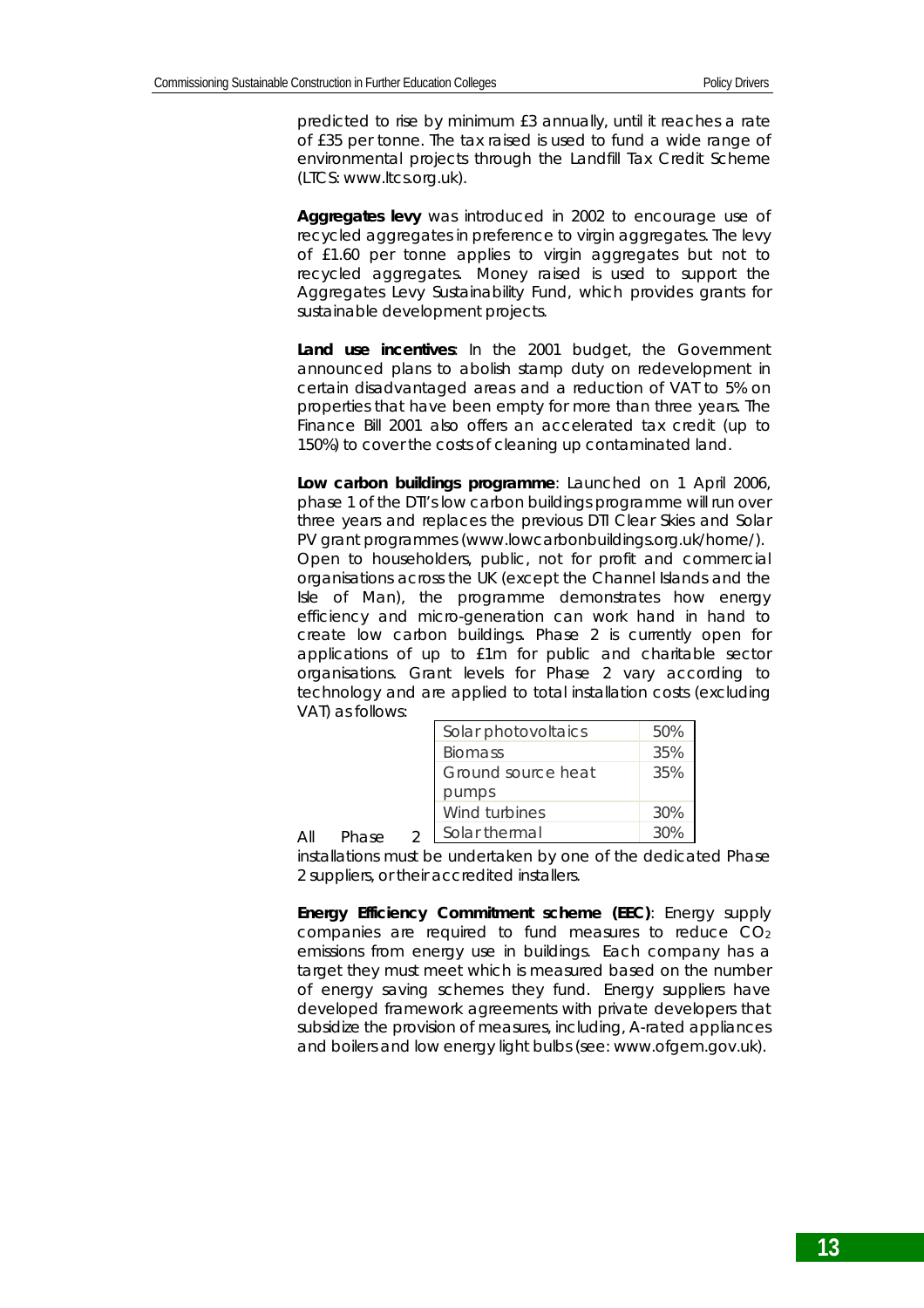predicted to rise by minimum £3 annually, until it reaches a rate of £35 per tonne. The tax raised is used to fund a wide range of environmental projects through the Landfill Tax Credit Scheme (LTCS: www.ltcs.org.uk).

**Aggregates levy** was introduced in 2002 to encourage use of recycled aggregates in preference to virgin aggregates. The levy of £1.60 per tonne applies to virgin aggregates but not to recycled aggregates. Money raised is used to support the Aggregates Levy Sustainability Fund, which provides grants for sustainable development projects.

**Land use incentives**: In the 2001 budget, the Government announced plans to abolish stamp duty on redevelopment in certain disadvantaged areas and a reduction of VAT to 5% on properties that have been empty for more than three years. The Finance Bill 2001 also offers an accelerated tax credit (up to 150%) to cover the costs of cleaning up contaminated land.

**Low carbon buildings programme**: Launched on 1 April 2006, phase 1 of the DTI's low carbon buildings programme will run over three years and replaces the previous DTI Clear Skies and Solar PV grant programmes (www.lowcarbonbuildings.org.uk/home/). Open to householders, public, not for profit and commercial organisations across the UK (except the Channel Islands and the Isle of Man), the programme demonstrates how energy efficiency and micro-generation can work hand in hand to create low carbon buildings. Phase 2 is currently open for applications of up to £1m for public and charitable sector organisations. Grant levels for Phase 2 vary according to technology and are applied to total installation costs (excluding VAT) as follows:

| Technology | Grant level |
|---|---|
| Solar photovoltaics | 50% |
| Biomass | 35% |
| Ground source heat pumps | 35% |
| Wind turbines | 30% |
| Solar thermal | 30% |

All Phase 2 installations must be undertaken by one of the dedicated Phase 2 suppliers, or their accredited installers.

**Energy Efficiency Commitment scheme (EEC)**: Energy supply companies are required to fund measures to reduce $CO_2$ emissions from energy use in buildings. Each company has a target they must meet which is measured based on the number of energy saving schemes they fund. Energy suppliers have developed framework agreements with private developers that subsidize the provision of measures, including, A-rated appliances and boilers and low energy light bulbs (see: www.ofgem.gov.uk).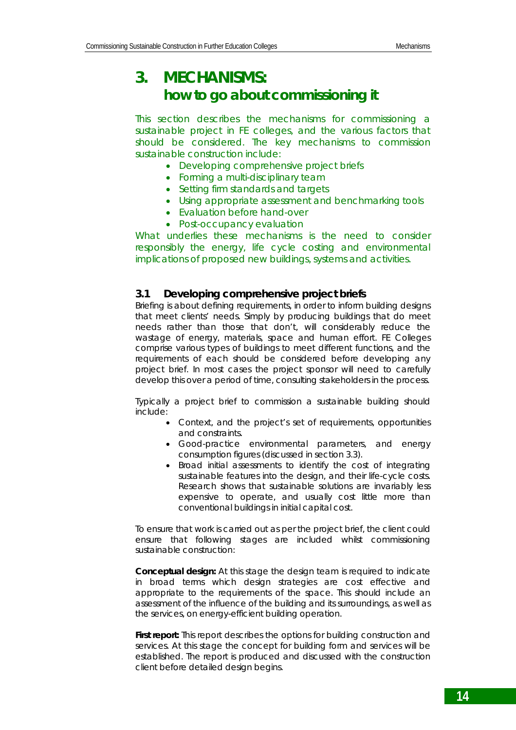# 3. MECHANISMS: how to go about commissioning it

This section describes the mechanisms for commissioning a sustainable project in FE colleges, and the various factors that should be considered. The key mechanisms to commission sustainable construction include:

- Developing comprehensive project briefs
- Forming a multi-disciplinary team
- Setting firm standards and targets
- Using appropriate assessment and benchmarking tools
- Evaluation before hand-over
- Post-occupancy evaluation

What underlies these mechanisms is the need to consider responsibly the energy, life cycle costing and environmental implications of proposed new buildings, systems and activities.

## 3.1 Developing comprehensive project briefs

Briefing is about defining requirements, in order to inform building designs that meet clients' needs. Simply by producing buildings that do meet needs rather than those that don't, will considerably reduce the wastage of energy, materials, space and human effort. FE Colleges comprise various types of buildings to meet different functions, and the requirements of each should be considered before developing any project brief. In most cases the project sponsor will need to carefully develop this over a period of time, consulting stakeholders in the process.

Typically a project brief to commission a sustainable building should include:

- Context, and the project's set of requirements, opportunities and constraints.
- Good-practice environmental parameters, and energy consumption figures (discussed in section 3.3).
- Broad initial assessments to identify the cost of integrating sustainable features into the design, and their life-cycle costs. Research shows that sustainable solutions are invariably less expensive to operate, and usually cost little more than conventional buildings in initial capital cost.

To ensure that work is carried out as per the project brief, the client could ensure that following stages are included whilst commissioning sustainable construction:

**Conceptual design:** At this stage the design team is required to indicate in broad terms which design strategies are cost effective and appropriate to the requirements of the space. This should include an assessment of the influence of the building and its surroundings, as well as the services, on energy-efficient building operation.

**First report:** This report describes the options for building construction and services. At this stage the concept for building form and services will be established. The report is produced and discussed with the construction client before detailed design begins.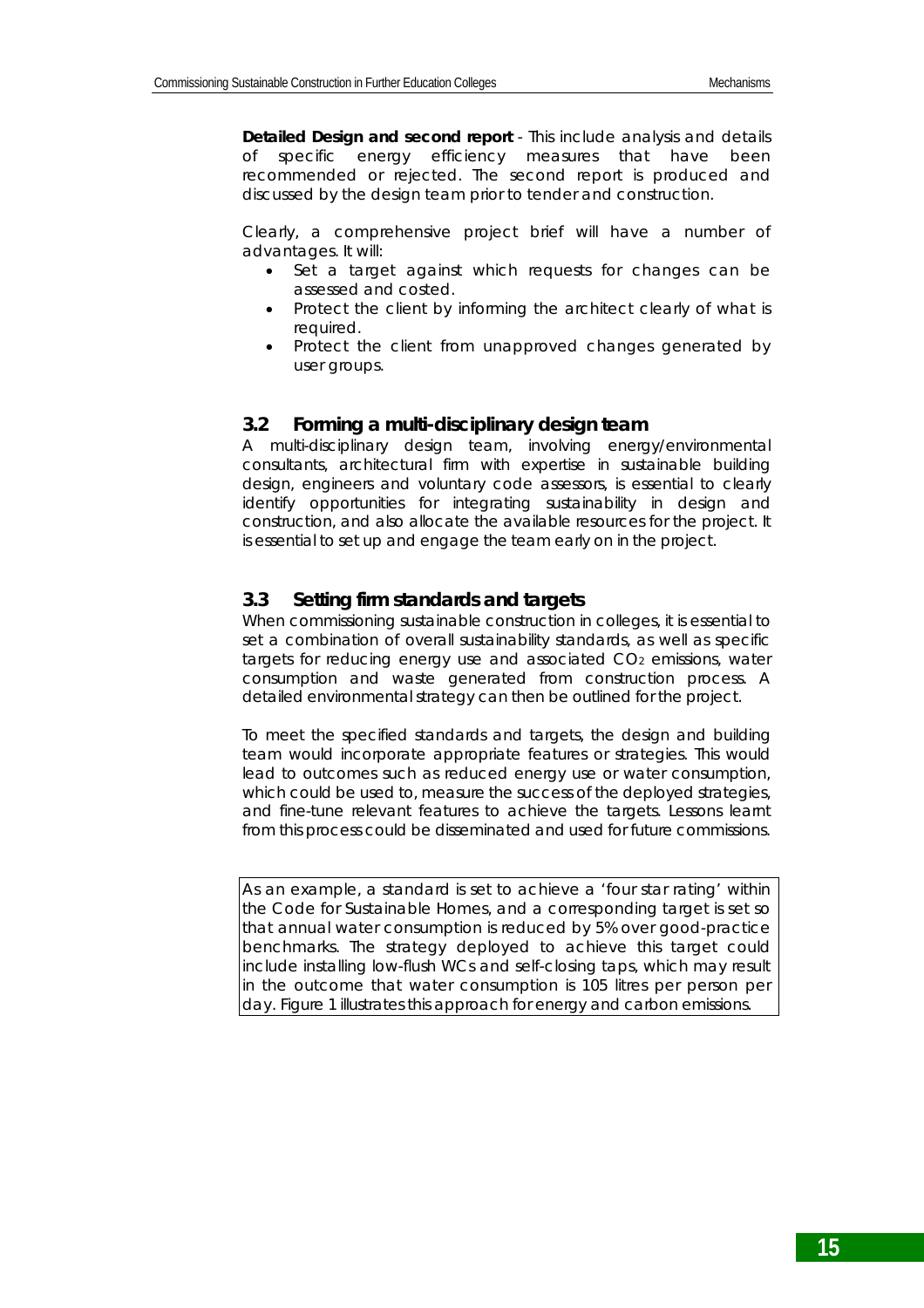**Detailed Design and second report** - This include analysis and details of specific energy efficiency measures that have been recommended or rejected. The second report is produced and discussed by the design team prior to tender and construction.

Clearly, a comprehensive project brief will have a number of advantages. It will:

- Set a target against which requests for changes can be assessed and costed.
- Protect the client by informing the architect clearly of what is required.
- Protect the client from unapproved changes generated by user groups.

## 3.2 Forming a multi-disciplinary design team

A multi-disciplinary design team, involving energy/environmental consultants, architectural firm with expertise in sustainable building design, engineers and voluntary code assessors, is essential to clearly identify opportunities for integrating sustainability in design and construction, and also allocate the available resources for the project. It is essential to set up and engage the team early on in the project.

## 3.3 Setting firm standards and targets

When commissioning sustainable construction in colleges, it is essential to set a combination of overall sustainability standards, as well as specific targets for reducing energy use and associated $CO_2$ emissions, water consumption and waste generated from construction process. A detailed environmental strategy can then be outlined for the project.

To meet the specified standards and targets, the design and building team would incorporate appropriate features or strategies. This would lead to outcomes such as reduced energy use or water consumption, which could be used to, measure the success of the deployed strategies, and fine-tune relevant features to achieve the targets. Lessons learnt from this process could be disseminated and used for future commissions.

> As an example, a standard is set to achieve a 'four star rating' within the Code for Sustainable Homes, and a corresponding target is set so that annual water consumption is reduced by 5% over good-practice benchmarks. The strategy deployed to achieve this target could include installing low-flush WCs and self-closing taps, which may result in the outcome that water consumption is 105 litres per person per day. Figure 1 illustrates this approach for energy and carbon emissions.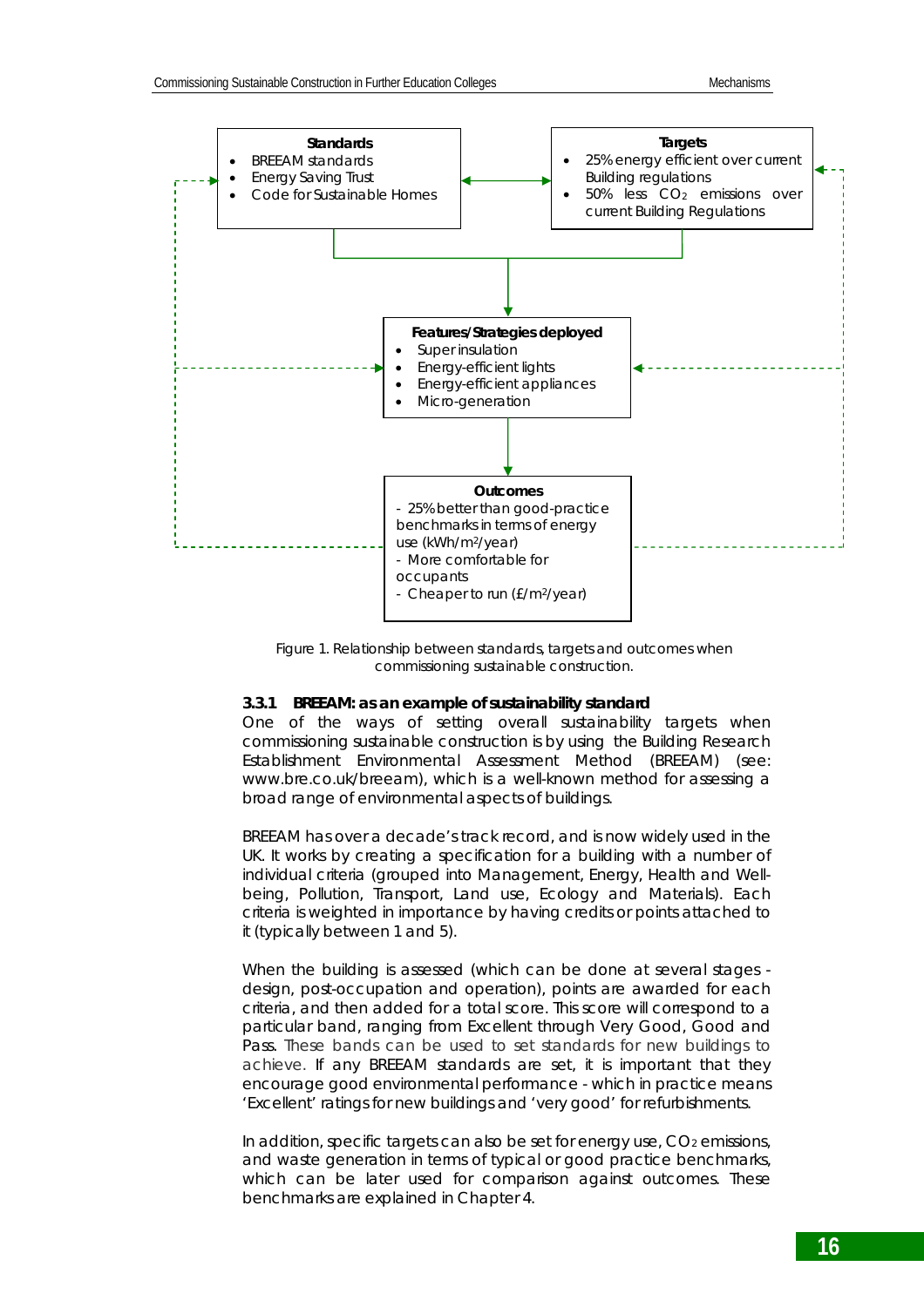**Standards**
- BREEAM standards
- Energy Saving Trust
- Code for Sustainable Homes

**Targets**
- 25% energy efficient over current Building regulations
- 50% less $CO_2$ emissions over current Building Regulations

**Features/Strategies deployed**
- Super insulation
- Energy-efficient lights
- Energy-efficient appliances
- Micro-generation

**Outcomes**
- 25% better than good-practice benchmarks in terms of energy use (kWh/m²/year)
- More comfortable for occupants
- Cheaper to run (£/m²/year)

Figure 1. Relationship between standards, targets and outcomes when commissioning sustainable construction.

### 3.3.1 BREEAM: as an example of sustainability standard

One of the ways of setting overall sustainability targets when commissioning sustainable construction is by using the Building Research Establishment Environmental Assessment Method (BREEAM) (see: www.bre.co.uk/breeam), which is a well-known method for assessing a broad range of environmental aspects of buildings.

BREEAM has over a decade's track record, and is now widely used in the UK. It works by creating a specification for a building with a number of individual criteria (grouped into Management, Energy, Health and Well-being, Pollution, Transport, Land use, Ecology and Materials). Each criteria is weighted in importance by having credits or points attached to it (typically between 1 and 5).

When the building is assessed (which can be done at several stages - design, post-occupation and operation), points are awarded for each criteria, and then added for a total score. This score will correspond to a particular band, ranging from Excellent through Very Good, Good and Pass. These bands can be used to set standards for new buildings to achieve. If any BREEAM standards are set, it is important that they encourage good environmental performance - which in practice means 'Excellent' ratings for new buildings and 'very good' for refurbishments.

In addition, specific targets can also be set for energy use, $CO_2$ emissions, and waste generation in terms of typical or good practice benchmarks, which can be later used for comparison against outcomes. These benchmarks are explained in Chapter 4.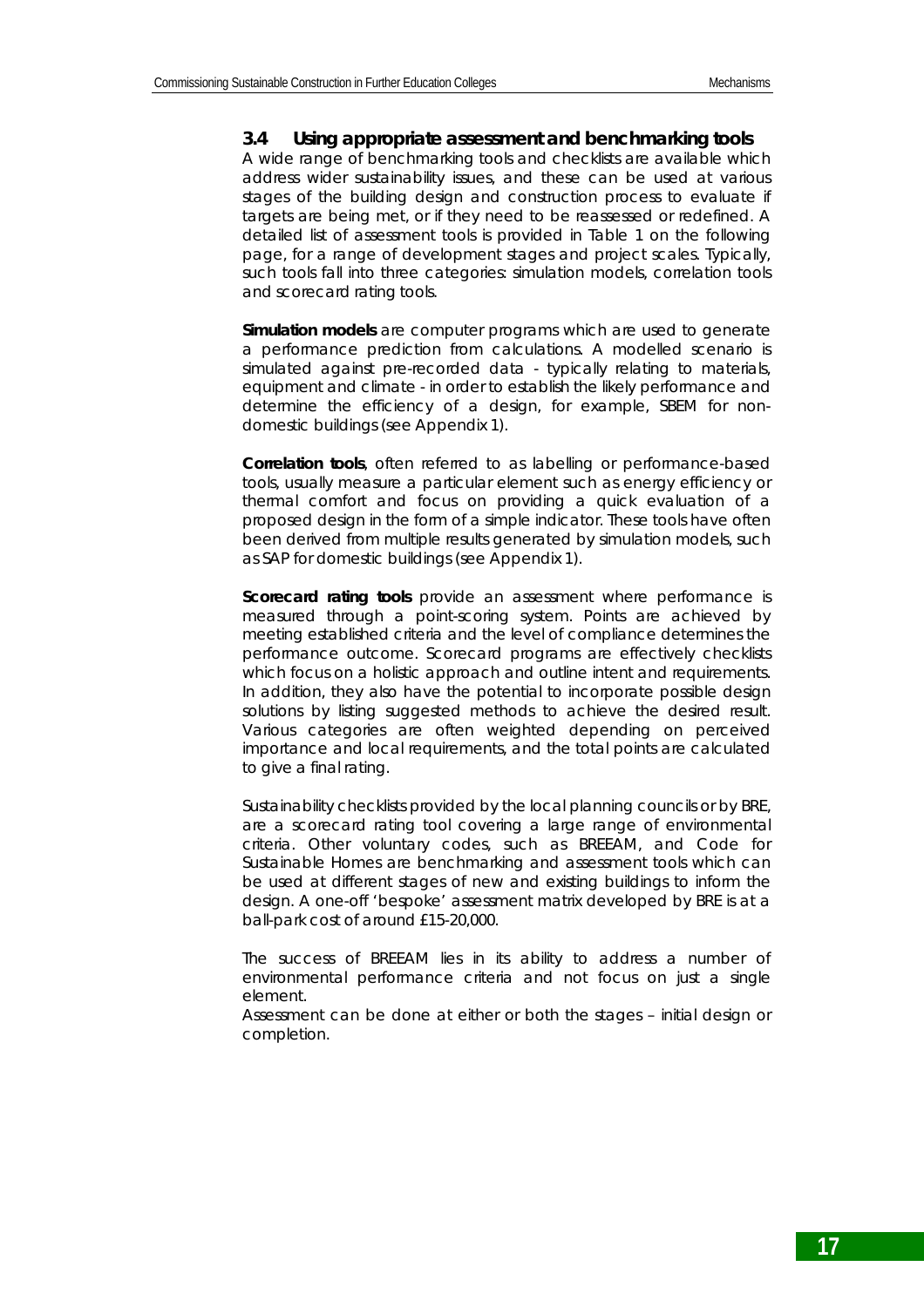### 3.4 Using appropriate assessment and benchmarking tools

A wide range of benchmarking tools and checklists are available which address wider sustainability issues, and these can be used at various stages of the building design and construction process to evaluate if targets are being met, or if they need to be reassessed or redefined. A detailed list of assessment tools is provided in Table 1 on the following page, for a range of development stages and project scales. Typically, such tools fall into three categories: simulation models, correlation tools and scorecard rating tools.

**Simulation models** are computer programs which are used to generate a performance prediction from calculations. A modelled scenario is simulated against pre-recorded data - typically relating to materials, equipment and climate - in order to establish the likely performance and determine the efficiency of a design, for example, SBEM for non-domestic buildings (see Appendix 1).

**Correlation tools**, often referred to as labelling or performance-based tools, usually measure a particular element such as energy efficiency or thermal comfort and focus on providing a quick evaluation of a proposed design in the form of a simple indicator. These tools have often been derived from multiple results generated by simulation models, such as SAP for domestic buildings (see Appendix 1).

**Scorecard rating tools** provide an assessment where performance is measured through a point-scoring system. Points are achieved by meeting established criteria and the level of compliance determines the performance outcome. Scorecard programs are effectively checklists which focus on a holistic approach and outline intent and requirements. In addition, they also have the potential to incorporate possible design solutions by listing suggested methods to achieve the desired result. Various categories are often weighted depending on perceived importance and local requirements, and the total points are calculated to give a final rating.

Sustainability checklists provided by the local planning councils or by BRE, are a scorecard rating tool covering a large range of environmental criteria. Other voluntary codes, such as BREEAM, and Code for Sustainable Homes are benchmarking and assessment tools which can be used at different stages of new and existing buildings to inform the design. A one-off 'bespoke' assessment matrix developed by BRE is at a ball-park cost of around £15-20,000.

The success of BREEAM lies in its ability to address a number of environmental performance criteria and not focus on just a single element.

Assessment can be done at either or both the stages – initial design or completion.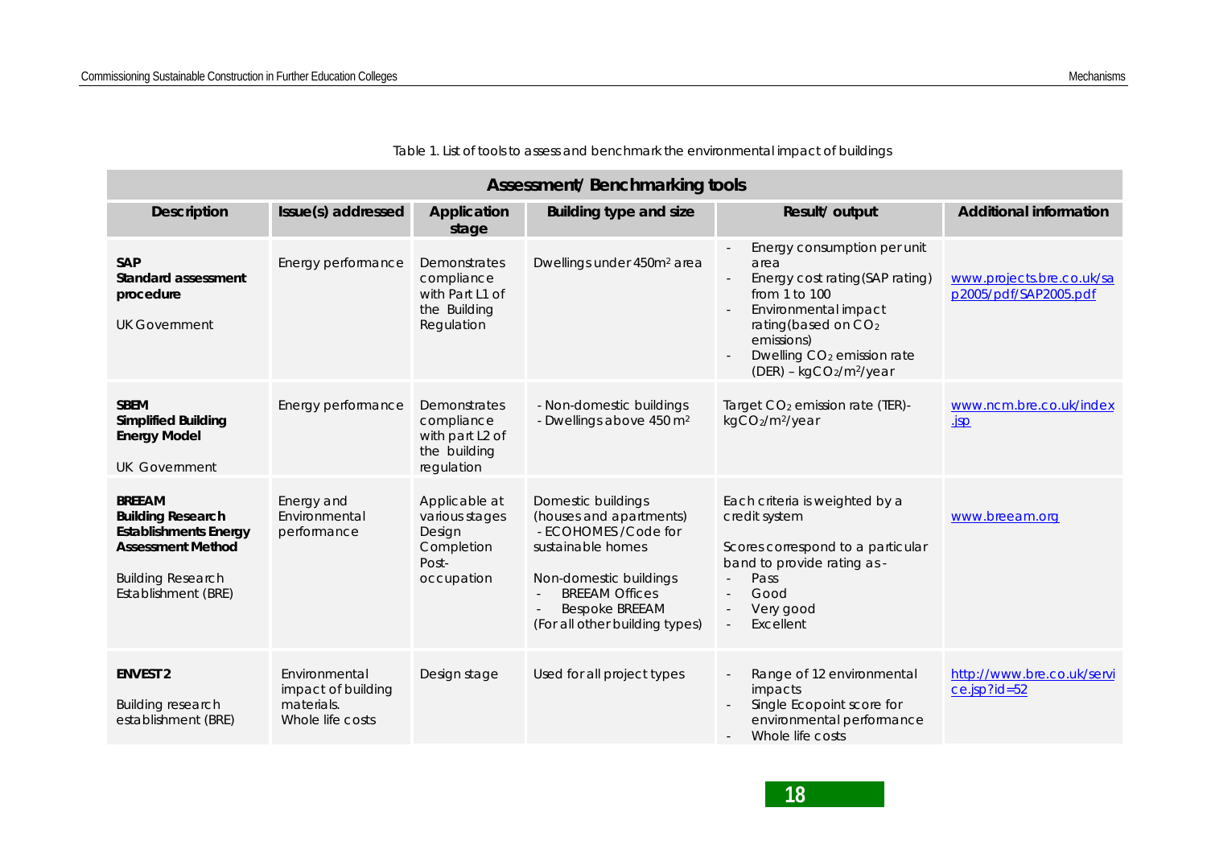Table 1. List of tools to assess and benchmark the environmental impact of buildings

| Assessment/ Benchmarking tools | | | | | |
|---|---|---|---|---|---|
| **Description** | **Issue(s) addressed** | **Application stage** | **Building type and size** | **Result/ output** | **Additional information** |
| **SAP** **Standard assessment procedure** UK Government | Energy performance | Demonstrates compliance with Part L1 of the Building Regulation | Dwellings under 450m² area | - Energy consumption per unit area - Energy cost rating (SAP rating) from 1 to 100 - Environmental impact rating (based on $CO_2$ emissions) - Dwelling $CO_2$ emission rate (DER) – $kgCO_2/m^2/year$ | www.projects.bre.co.uk/sap2005/pdf/SAP2005.pdf |
| **SBEM** **Simplified Building Energy Model** UK Government | Energy performance | Demonstrates compliance with part L2 of the building regulation | - Non-domestic buildings - Dwellings above 450 m² | Target $CO_2$ emission rate (TER)- $kgCO_2/m^2/year$ | www.ncm.bre.co.uk/index.jsp |
| **BREEAM** **Building Research Establishments Energy Assessment Method** Building Research Establishment (BRE) | Energy and Environmental performance | Applicable at various stages Design Completion Post-occupation | Domestic buildings (houses and apartments) - ECOHOMES /Code for sustainable homes Non-domestic buildings - BREEAM Offices - Bespoke BREEAM (For all other building types) | Each criteria is weighted by a credit system Scores correspond to a particular band to provide rating as - - Pass - Good - Very good - Excellent | www.breeam.org |
| **ENVEST 2** Building research establishment (BRE) | Environmental impact of building materials. Whole life costs | Design stage | Used for all project types | - Range of 12 environmental impacts - Single Ecopoint score for environmental performance - Whole life costs | http://www.bre.co.uk/service.jsp?id=52 |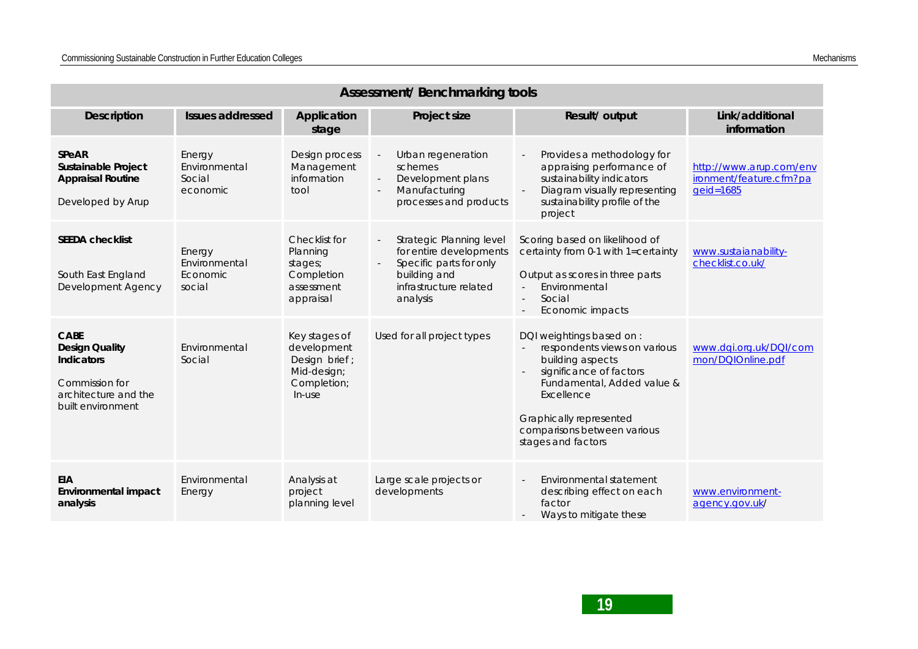| Assessment/ Benchmarking tools | | | | | |
|---|---|---|---|---|---|
| **Description** | **Issues addressed** | **Application stage** | **Project size** | **Result/ output** | **Link/additional information** |
| **SPeAR Sustainable Project Appraisal Routine**<br><br>Developed by Arup | Energy<br>Environmental<br>Social<br>economic | Design process Management information tool | - Urban regeneration schemes<br>- Development plans<br>- Manufacturing processes and products | - Provides a methodology for appraising performance of sustainability indicators<br>- Diagram visually representing sustainability profile of the project | http://www.arup.com/environment/feature.cfm?pageid=1685 |
| **SEEDA checklist**<br><br>South East England Development Agency | Energy<br>Environmental<br>Economic<br>social | Checklist for Planning stages;<br>Completion assessment appraisal | - Strategic Planning level for entire developments<br>- Specific parts for only building and infrastructure related analysis | Scoring based on likelihood of certainty from 0-1 with 1=certainty<br><br>Output as scores in three parts<br>- Environmental<br>- Social<br>- Economic impacts | www.sustaianability-checklist.co.uk/ |
| **CABE Design Quality Indicators**<br><br>Commission for architecture and the built environment | Environmental<br>Social | Key stages of development<br>Design brief ;<br>Mid-design;<br>Completion;<br>In-use | Used for all project types | DQI weightings based on :<br>- respondents views on various building aspects<br>- significance of factors Fundamental, Added value & Excellence<br><br>Graphically represented comparisons between various stages and factors | www.dqi.org.uk/DQI/common/DQIOnline.pdf |
| **EIA Environmental impact analysis** | Environmental<br>Energy | Analysis at project planning level | Large scale projects or developments | - Environmental statement describing effect on each factor<br>- Ways to mitigate these | www.environment-agency.gov.uk/ |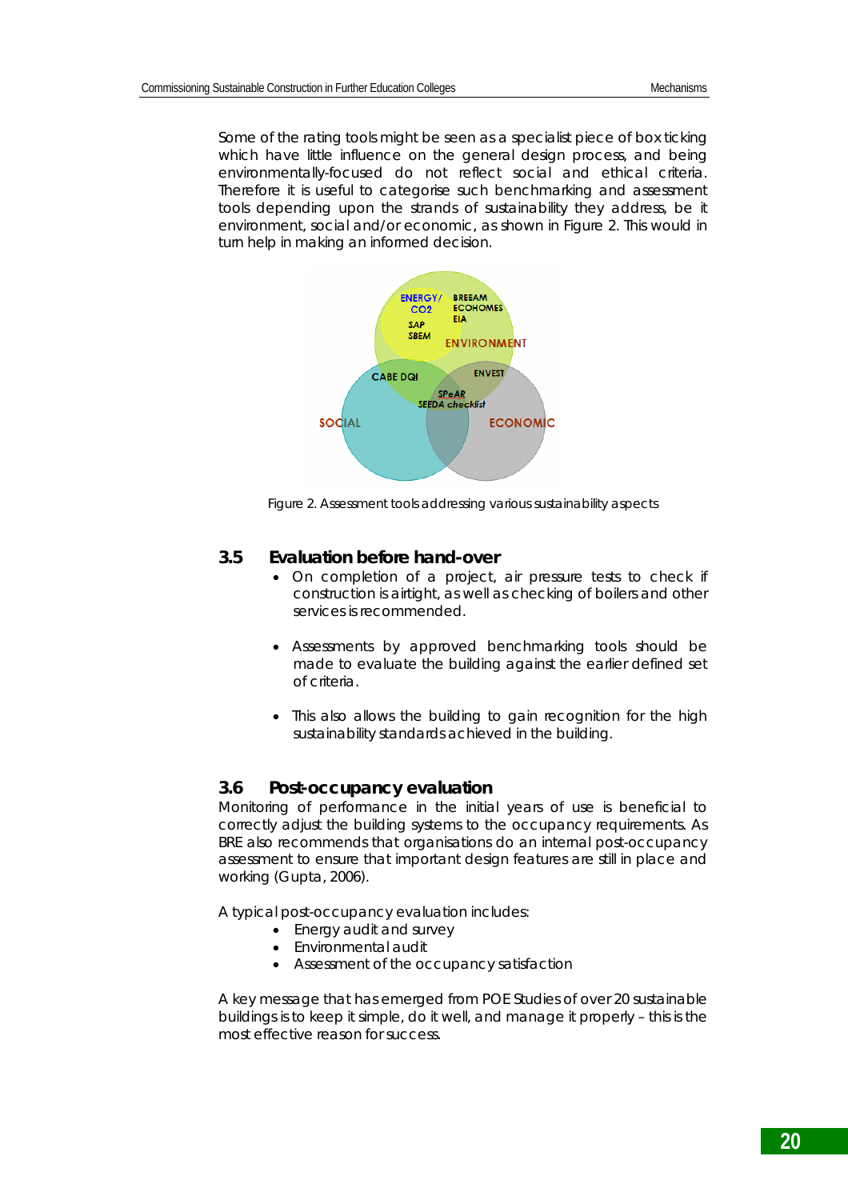Some of the rating tools might be seen as a specialist piece of box ticking which have little influence on the general design process, and being environmentally-focused do not reflect social and ethical criteria. Therefore it is useful to categorise such benchmarking and assessment tools depending upon the strands of sustainability they address, be it environment, social and/or economic, as shown in Figure 2. This would in turn help in making an informed decision.

Figure 2. Assessment tools addressing various sustainability aspects

## 3.5 Evaluation before hand-over

- On completion of a project, air pressure tests to check if construction is airtight, as well as checking of boilers and other services is recommended.
- Assessments by approved benchmarking tools should be made to evaluate the building against the earlier defined set of criteria.
- This also allows the building to gain recognition for the high sustainability standards achieved in the building.

## 3.6 Post-occupancy evaluation

Monitoring of performance in the initial years of use is beneficial to correctly adjust the building systems to the occupancy requirements. As BRE also recommends that organisations do an internal post-occupancy assessment to ensure that important design features are still in place and working (Gupta, 2006).

A typical post-occupancy evaluation includes:

- Energy audit and survey
- Environmental audit
- Assessment of the occupancy satisfaction

A key message that has emerged from POE Studies of over 20 sustainable buildings is to keep it simple, do it well, and manage it properly – this is the most effective reason for success.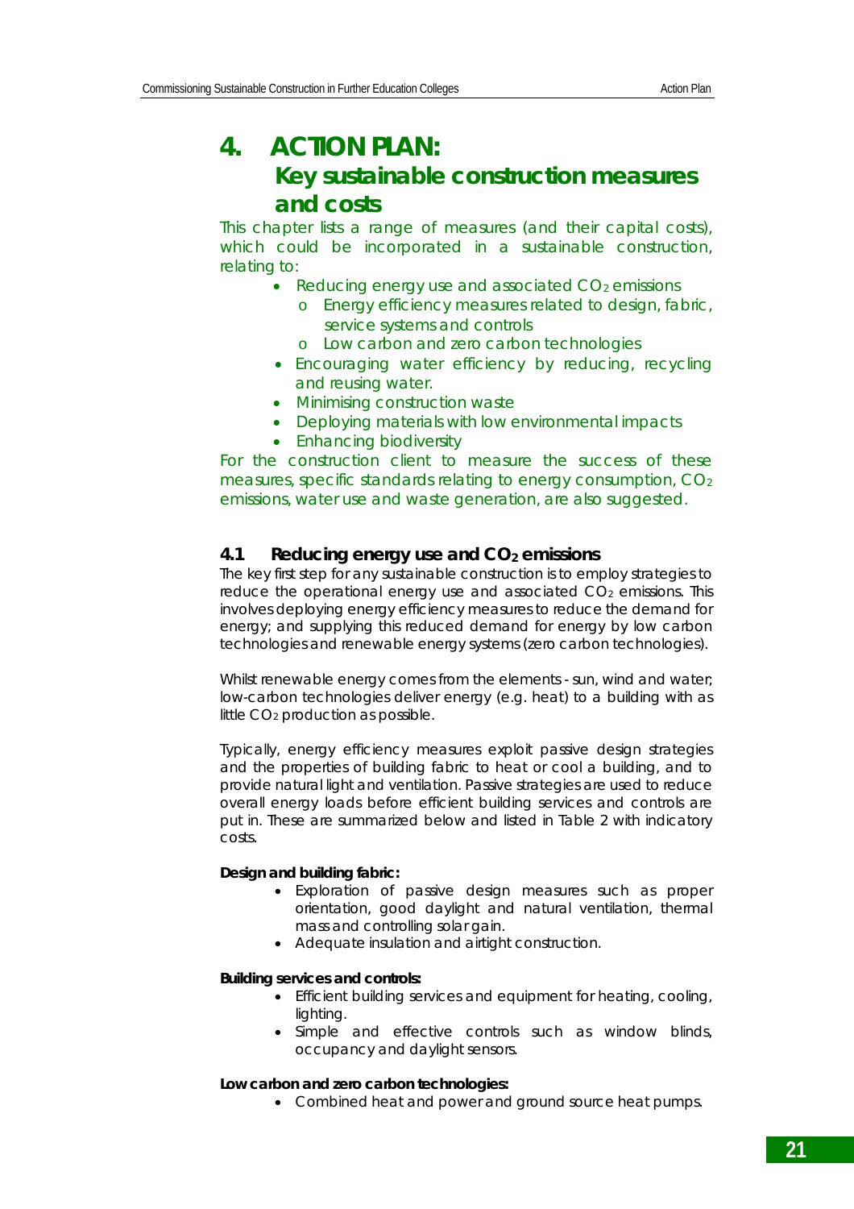# 4. ACTION PLAN: Key sustainable construction measures and costs

This chapter lists a range of measures (and their capital costs), which could be incorporated in a sustainable construction, relating to:

- Reducing energy use and associated $CO_2$ emissions
  - Energy efficiency measures related to design, fabric, service systems and controls
  - Low carbon and zero carbon technologies
- Encouraging water efficiency by reducing, recycling and reusing water.
- Minimising construction waste
- Deploying materials with low environmental impacts
- Enhancing biodiversity

For the construction client to measure the success of these measures, specific standards relating to energy consumption, $CO_2$ emissions, water use and waste generation, are also suggested.

## 4.1 Reducing energy use and $CO_2$ emissions

The key first step for any sustainable construction is to employ strategies to reduce the operational energy use and associated $CO_2$ emissions. This involves deploying energy efficiency measures to reduce the demand for energy; and supplying this reduced demand for energy by low carbon technologies and renewable energy systems (zero carbon technologies).

Whilst renewable energy comes from the elements - sun, wind and water; low-carbon technologies deliver energy (e.g. heat) to a building with as little $CO_2$ production as possible.

Typically, energy efficiency measures exploit passive design strategies and the properties of building fabric to heat or cool a building, and to provide natural light and ventilation. Passive strategies are used to reduce overall energy loads before efficient building services and controls are put in. These are summarized below and listed in Table 2 with indicatory costs.

**Design and building fabric:**

- Exploration of passive design measures such as proper orientation, good daylight and natural ventilation, thermal mass and controlling solar gain.
- Adequate insulation and airtight construction.

**Building services and controls:**

- Efficient building services and equipment for heating, cooling, lighting.
- Simple and effective controls such as window blinds, occupancy and daylight sensors.

**Low carbon and zero carbon technologies:**

- Combined heat and power and ground source heat pumps.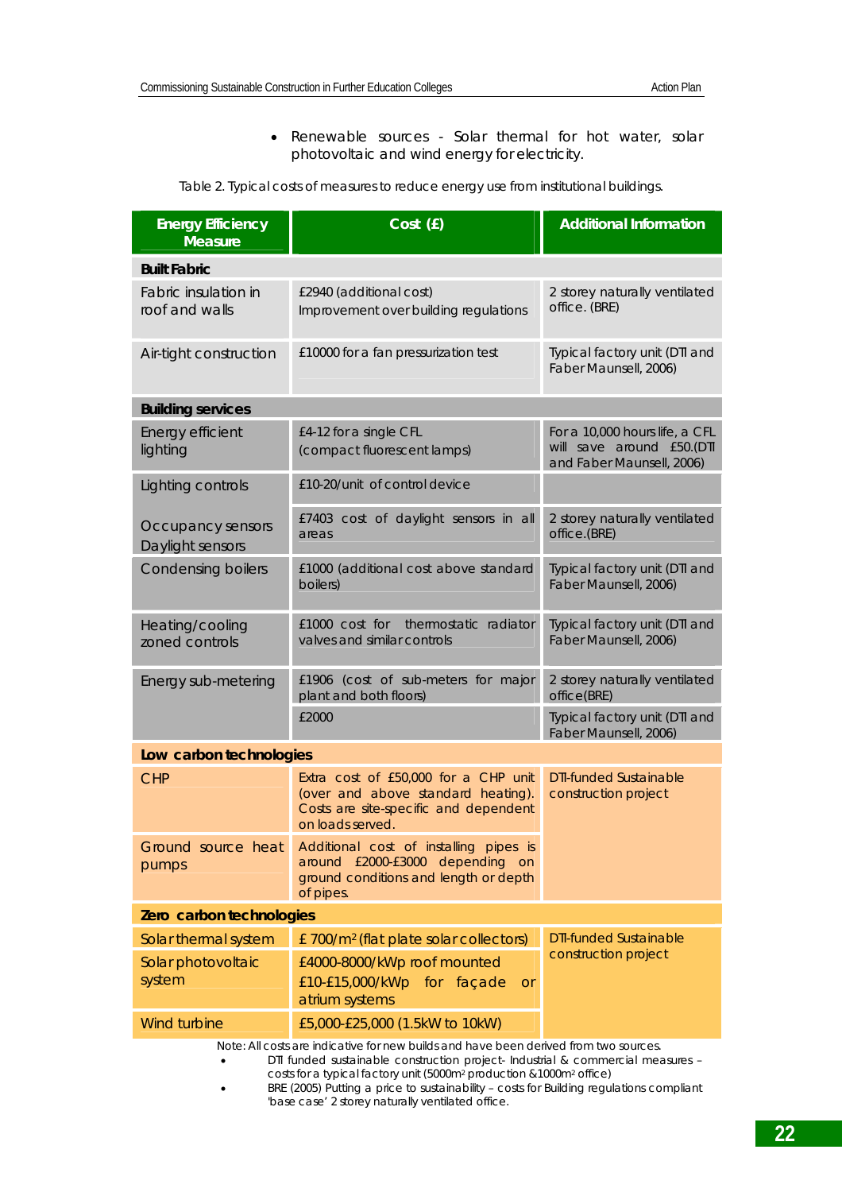- Renewable sources - Solar thermal for hot water, solar photovoltaic and wind energy for electricity.

Table 2. Typical costs of measures to reduce energy use from institutional buildings.

| Energy Efficiency Measure | Cost (£) | Additional Information |
|---|---|---|
| **Built Fabric** | | |
| Fabric insulation in roof and walls | £2940 (additional cost) Improvement over building regulations | 2 storey naturally ventilated office. (BRE) |
| Air-tight construction | £10000 for a fan pressurization test | Typical factory unit (DTI and Faber Maunsell, 2006) |
| **Building services** | | |
| Energy efficient lighting | £4-12 for a single CFL (compact fluorescent lamps) | For a 10,000 hours life, a CFL will save around £50.(DTI and Faber Maunsell, 2006) |
| Lighting controls | £10-20/unit of control device | |
| Occupancy sensors Daylight sensors | £7403 cost of daylight sensors in all areas | 2 storey naturally ventilated office.(BRE) |
| Condensing boilers | £1000 (additional cost above standard boilers) | Typical factory unit (DTI and Faber Maunsell, 2006) |
| Heating/cooling zoned controls | £1000 cost for thermostatic radiator valves and similar controls | Typical factory unit (DTI and Faber Maunsell, 2006) |
| Energy sub-metering | £1906 (cost of sub-meters for major plant and both floors) | 2 storey naturally ventilated office(BRE) |
| | £2000 | Typical factory unit (DTI and Faber Maunsell, 2006) |
| **Low carbon technologies** | | |
| CHP | Extra cost of £50,000 for a CHP unit (over and above standard heating). Costs are site-specific and dependent on loads served. | DTI-funded Sustainable construction project |
| Ground source heat pumps | Additional cost of installing pipes is around £2000-£3000 depending on ground conditions and length or depth of pipes. | |
| **Zero carbon technologies** | | |
| Solar thermal system | £ 700/m² (flat plate solar collectors) | DTI-funded Sustainable construction project |
| Solar photovoltaic system | £4000-8000/kWp roof mounted £10-£15,000/kWp for façade or atrium systems | |
| Wind turbine | £5,000-£25,000 (1.5kW to 10kW) | |

Note: All costs are indicative for new builds and have been derived from two sources.

- DTI funded sustainable construction project- Industrial & commercial measures – costs for a typical factory unit (5000m² production &1000m² office)
- BRE (2005) Putting a price to sustainability – costs for Building regulations compliant 'base case' 2 storey naturally ventilated office.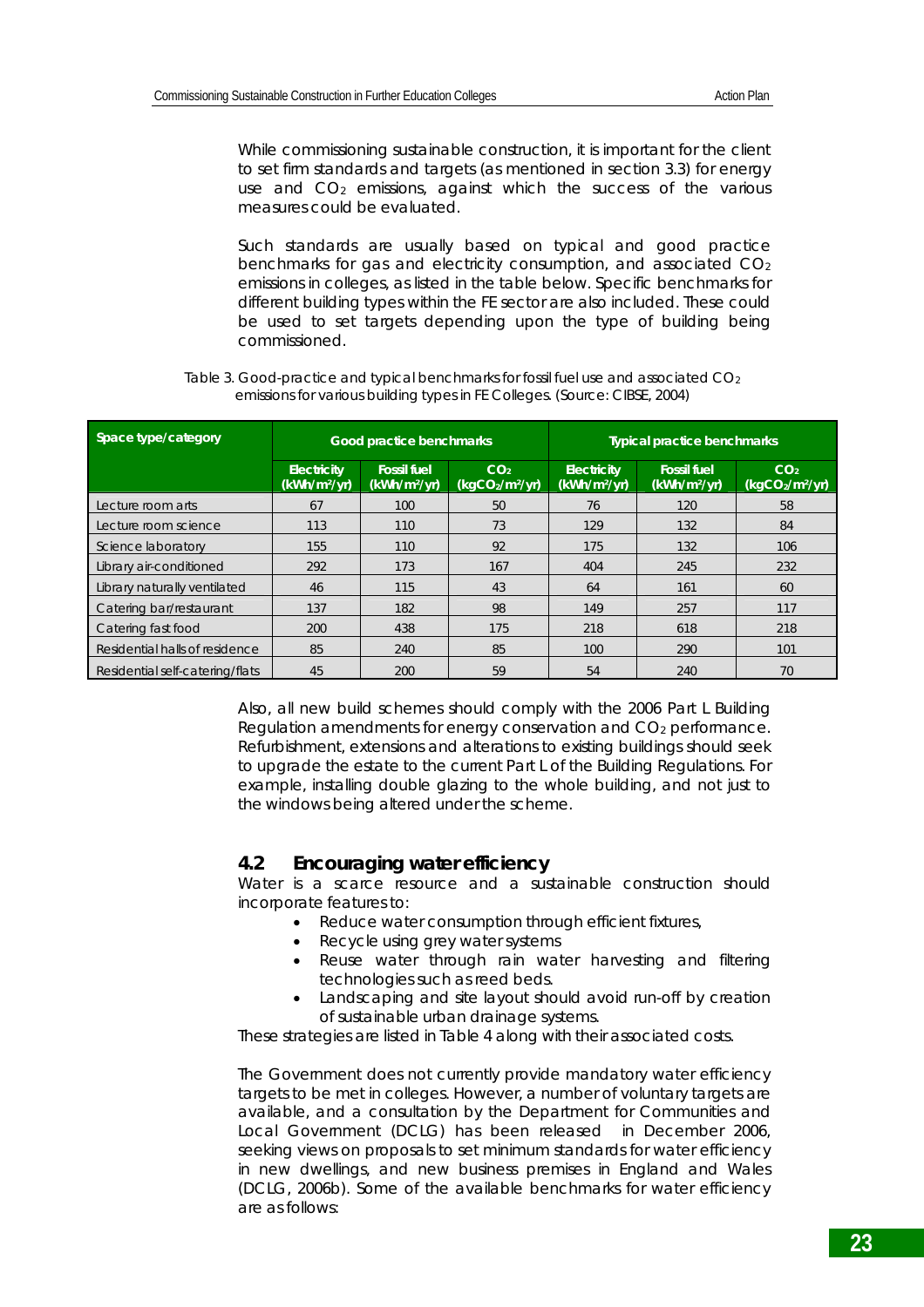While commissioning sustainable construction, it is important for the client to set firm standards and targets (as mentioned in section 3.3) for energy use and $CO_2$ emissions, against which the success of the various measures could be evaluated.

Such standards are usually based on typical and good practice benchmarks for gas and electricity consumption, and associated $CO_2$ emissions in colleges, as listed in the table below. Specific benchmarks for different building types within the FE sector are also included. These could be used to set targets depending upon the type of building being commissioned.

Table 3. Good-practice and typical benchmarks for fossil fuel use and associated $CO_2$ emissions for various building types in FE Colleges. (Source: CIBSE, 2004)

| Space type/category | Good practice benchmarks | | | Typical practice benchmarks | | |
|---|---|---|---|---|---|---|
| | Electricity ($kWh/m^2/yr$) | Fossil fuel ($kWh/m^2/yr$) | $CO_2$ ($kgCO_2/m^2/yr$) | Electricity ($kWh/m^2/yr$) | Fossil fuel ($kWh/m^2/yr$) | $CO_2$ ($kgCO_2/m^2/yr$) |
| Lecture room arts | 67 | 100 | 50 | 76 | 120 | 58 |
| Lecture room science | 113 | 110 | 73 | 129 | 132 | 84 |
| Science laboratory | 155 | 110 | 92 | 175 | 132 | 106 |
| Library air-conditioned | 292 | 173 | 167 | 404 | 245 | 232 |
| Library naturally ventilated | 46 | 115 | 43 | 64 | 161 | 60 |
| Catering bar/restaurant | 137 | 182 | 98 | 149 | 257 | 117 |
| Catering fast food | 200 | 438 | 175 | 218 | 618 | 218 |
| Residential halls of residence | 85 | 240 | 85 | 100 | 290 | 101 |
| Residential self-catering/flats | 45 | 200 | 59 | 54 | 240 | 70 |

Also, all new build schemes should comply with the 2006 Part L Building Regulation amendments for energy conservation and $CO_2$ performance. Refurbishment, extensions and alterations to existing buildings should seek to upgrade the estate to the current Part L of the Building Regulations. For example, installing double glazing to the whole building, and not just to the windows being altered under the scheme.

## 4.2 Encouraging water efficiency

Water is a scarce resource and a sustainable construction should incorporate features to:

- Reduce water consumption through efficient fixtures,
- Recycle using grey water systems
- Reuse water through rain water harvesting and filtering technologies such as reed beds.
- Landscaping and site layout should avoid run-off by creation of sustainable urban drainage systems.

These strategies are listed in Table 4 along with their associated costs.

The Government does not currently provide mandatory water efficiency targets to be met in colleges. However, a number of voluntary targets are available, and a consultation by the Department for Communities and Local Government (DCLG) has been released in December 2006, seeking views on proposals to set minimum standards for water efficiency in new dwellings, and new business premises in England and Wales (DCLG, 2006b). Some of the available benchmarks for water efficiency are as follows: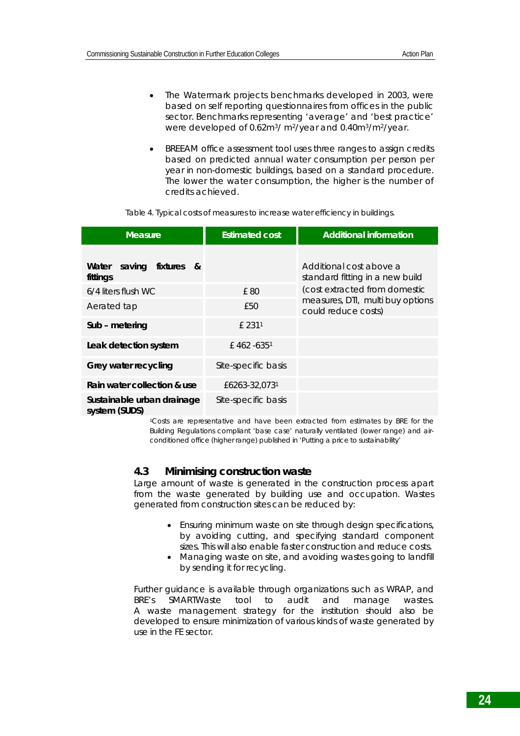- The Watermark projects benchmarks developed in 2003, were based on self reporting questionnaires from offices in the public sector. Benchmarks representing 'average' and 'best practice' were developed of 0.62m$^3$/ m$^2$/year and 0.40m$^3$/m$^2$/year.

- BREEAM office assessment tool uses three ranges to assign credits based on predicted annual water consumption per person per year in non-domestic buildings, based on a standard procedure. The lower the water consumption, the higher is the number of credits achieved.

Table 4. Typical costs of measures to increase water efficiency in buildings.

| Measure | Estimated cost | Additional information |
|---|---|---|
| **Water saving fixtures & fittings** | | Additional cost above a standard fitting in a new build (cost extracted from domestic measures, DTI, multi buy options could reduce costs) |
| 6/4 liters flush WC | £ 80 | |
| Aerated tap | £50 | |
| **Sub – metering** | £ 231[1] | |
| **Leak detection system** | £ 462 -635[1] | |
| **Grey water recycling** | Site-specific basis | |
| **Rain water collection & use** | £6263-32,073[1] | |
| **Sustainable urban drainage system (SUDS)** | Site-specific basis | |

[1]Costs are representative and have been extracted from estimates by BRE for the Building Regulations compliant 'base case' naturally ventilated (lower range) and air-conditioned office (higher range) published in 'Putting a price to sustainability'

## 4.3 Minimising construction waste

Large amount of waste is generated in the construction process apart from the waste generated by building use and occupation. Wastes generated from construction sites can be reduced by:

- Ensuring minimum waste on site through design specifications, by avoiding cutting, and specifying standard component sizes. This will also enable faster construction and reduce costs.
- Managing waste on site, and avoiding wastes going to landfill by sending it for recycling.

Further guidance is available through organizations such as WRAP, and BRE's SMARTWaste tool to audit and manage wastes. A waste management strategy for the institution should also be developed to ensure minimization of various kinds of waste generated by use in the FE sector.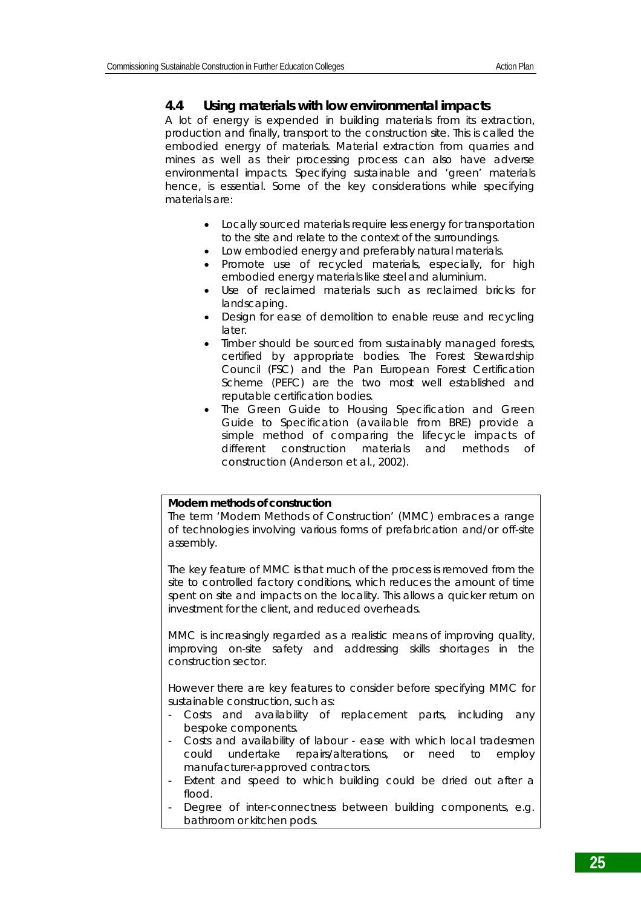## 4.4 Using materials with low environmental impacts

A lot of energy is expended in building materials from its extraction, production and finally, transport to the construction site. This is called the embodied energy of materials. Material extraction from quarries and mines as well as their processing process can also have adverse environmental impacts. Specifying sustainable and 'green' materials hence, is essential. Some of the key considerations while specifying materials are:

- Locally sourced materials require less energy for transportation to the site and relate to the context of the surroundings.
- Low embodied energy and preferably natural materials.
- Promote use of recycled materials, especially, for high embodied energy materials like steel and aluminium.
- Use of reclaimed materials such as reclaimed bricks for landscaping.
- Design for ease of demolition to enable reuse and recycling later.
- Timber should be sourced from sustainably managed forests, certified by appropriate bodies. The Forest Stewardship Council (FSC) and the Pan European Forest Certification Scheme (PEFC) are the two most well established and reputable certification bodies.
- The Green Guide to Housing Specification and Green Guide to Specification (available from BRE) provide a simple method of comparing the lifecycle impacts of different construction materials and methods of construction (Anderson et al., 2002).

**Modern methods of construction**

The term 'Modern Methods of Construction' (MMC) embraces a range of technologies involving various forms of prefabrication and/or off-site assembly.

The key feature of MMC is that much of the process is removed from the site to controlled factory conditions, which reduces the amount of time spent on site and impacts on the locality. This allows a quicker return on investment for the client, and reduced overheads.

MMC is increasingly regarded as a realistic means of improving quality, improving on-site safety and addressing skills shortages in the construction sector.

However there are key features to consider before specifying MMC for sustainable construction, such as:

- Costs and availability of replacement parts, including any bespoke components.
- Costs and availability of labour - ease with which local tradesmen could undertake repairs/alterations, or need to employ manufacturer-approved contractors.
- Extent and speed to which building could be dried out after a flood.
- Degree of inter-connectness between building components, e.g. bathroom or kitchen pods.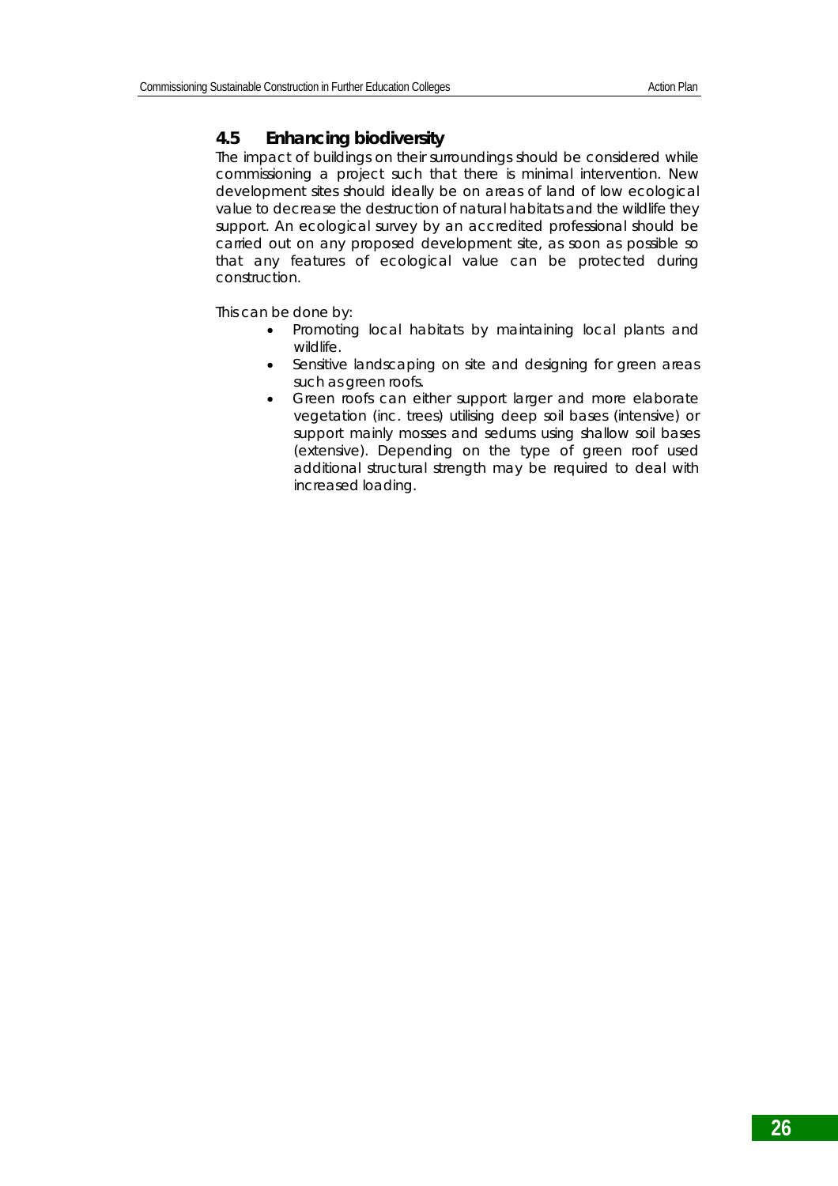## 4.5 Enhancing biodiversity

The impact of buildings on their surroundings should be considered while commissioning a project such that there is minimal intervention. New development sites should ideally be on areas of land of low ecological value to decrease the destruction of natural habitats and the wildlife they support. An ecological survey by an accredited professional should be carried out on any proposed development site, as soon as possible so that any features of ecological value can be protected during construction.

This can be done by:

- Promoting local habitats by maintaining local plants and wildlife.
- Sensitive landscaping on site and designing for green areas such as green roofs.
- Green roofs can either support larger and more elaborate vegetation (inc. trees) utilising deep soil bases (intensive) or support mainly mosses and sedums using shallow soil bases (extensive). Depending on the type of green roof used additional structural strength may be required to deal with increased loading.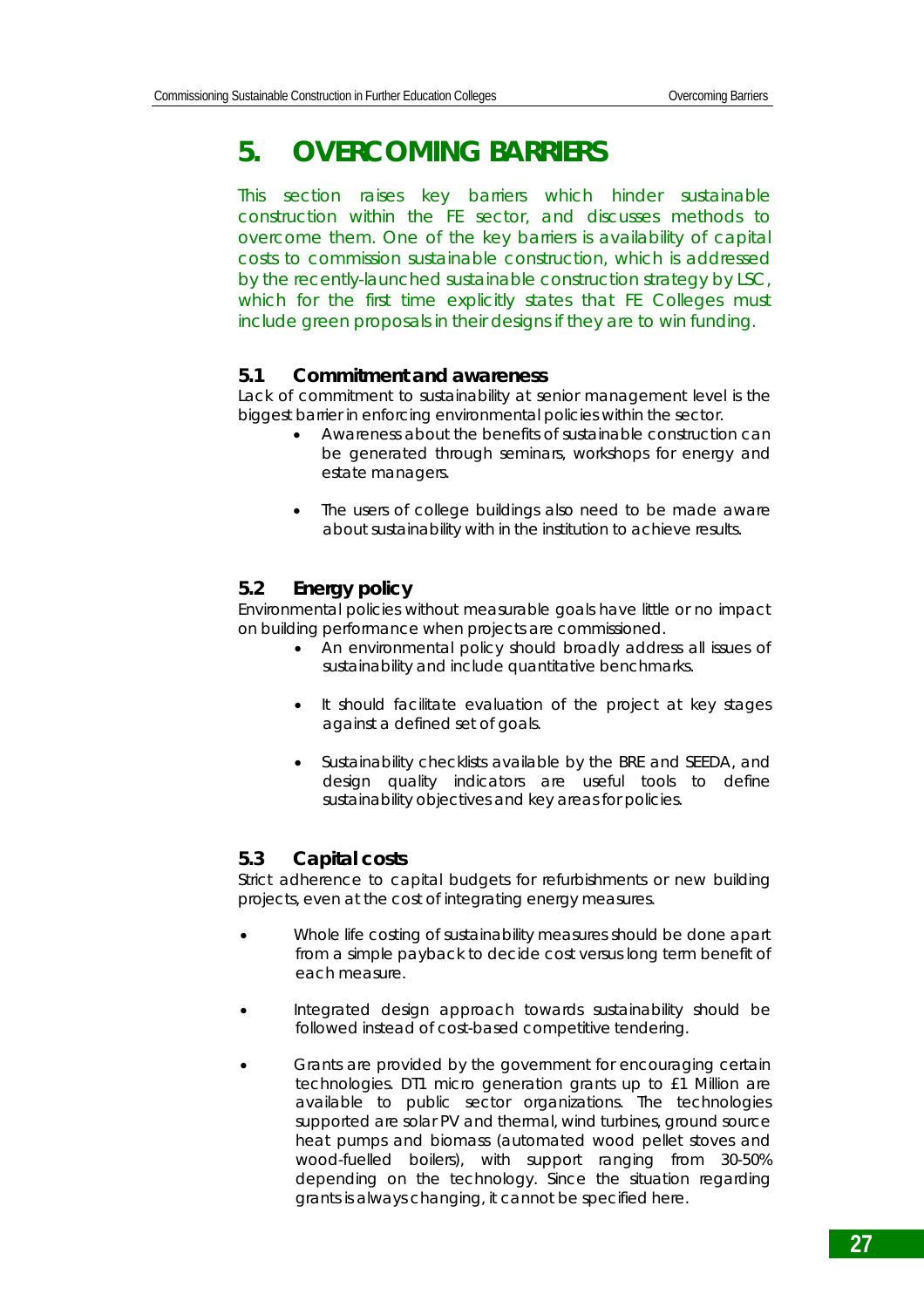# 5. OVERCOMING BARRIERS

This section raises key barriers which hinder sustainable construction within the FE sector, and discusses methods to overcome them. One of the key barriers is availability of capital costs to commission sustainable construction, which is addressed by the recently-launched sustainable construction strategy by LSC, which for the first time explicitly states that FE Colleges must include green proposals in their designs if they are to win funding.

## 5.1 Commitment and awareness

Lack of commitment to sustainability at senior management level is the biggest barrier in enforcing environmental policies within the sector.

- Awareness about the benefits of sustainable construction can be generated through seminars, workshops for energy and estate managers.
- The users of college buildings also need to be made aware about sustainability with in the institution to achieve results.

## 5.2 Energy policy

Environmental policies without measurable goals have little or no impact on building performance when projects are commissioned.

- An environmental policy should broadly address all issues of sustainability and include quantitative benchmarks.
- It should facilitate evaluation of the project at key stages against a defined set of goals.
- Sustainability checklists available by the BRE and SEEDA, and design quality indicators are useful tools to define sustainability objectives and key areas for policies.

## 5.3 Capital costs

Strict adherence to capital budgets for refurbishments or new building projects, even at the cost of integrating energy measures.

- Whole life costing of sustainability measures should be done apart from a simple payback to decide cost versus long term benefit of each measure.
- Integrated design approach towards sustainability should be followed instead of cost-based competitive tendering.
- Grants are provided by the government for encouraging certain technologies. DTI micro generation grants up to £1 Million are available to public sector organizations. The technologies supported are solar PV and thermal, wind turbines, ground source heat pumps and biomass (automated wood pellet stoves and wood-fuelled boilers), with support ranging from 30-50% depending on the technology. Since the situation regarding grants is always changing, it cannot be specified here.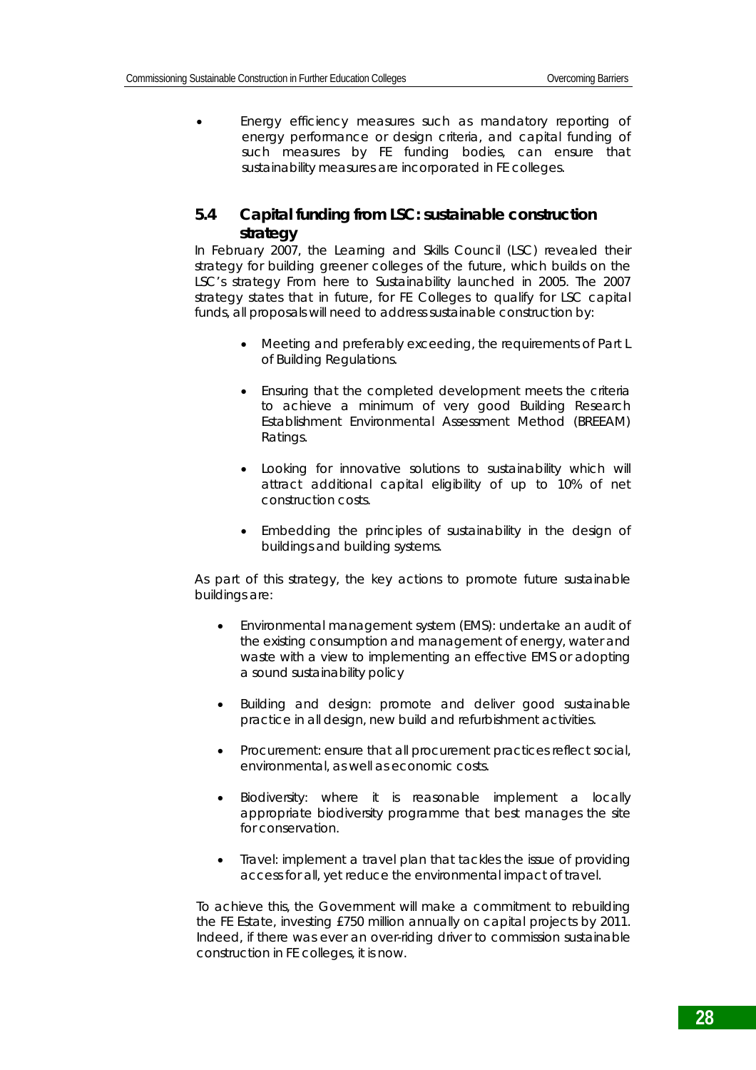- Energy efficiency measures such as mandatory reporting of energy performance or design criteria, and capital funding of such measures by FE funding bodies, can ensure that sustainability measures are incorporated in FE colleges.

## 5.4 Capital funding from LSC: sustainable construction strategy

In February 2007, the Learning and Skills Council (LSC) revealed their strategy for building greener colleges of the future, which builds on the LSC's strategy From here to Sustainability launched in 2005. The 2007 strategy states that in future, for FE Colleges to qualify for LSC capital funds, all proposals will need to address sustainable construction by:

- Meeting and preferably exceeding, the requirements of Part L of Building Regulations.
- Ensuring that the completed development meets the criteria to achieve a minimum of very good Building Research Establishment Environmental Assessment Method (BREEAM) Ratings.
- Looking for innovative solutions to sustainability which will attract additional capital eligibility of up to 10% of net construction costs.
- Embedding the principles of sustainability in the design of buildings and building systems.

As part of this strategy, the key actions to promote future sustainable buildings are:

- Environmental management system (EMS): undertake an audit of the existing consumption and management of energy, water and waste with a view to implementing an effective EMS or adopting a sound sustainability policy
- Building and design: promote and deliver good sustainable practice in all design, new build and refurbishment activities.
- Procurement: ensure that all procurement practices reflect social, environmental, as well as economic costs.
- Biodiversity: where it is reasonable implement a locally appropriate biodiversity programme that best manages the site for conservation.
- Travel: implement a travel plan that tackles the issue of providing access for all, yet reduce the environmental impact of travel.

To achieve this, the Government will make a commitment to rebuilding the FE Estate, investing £750 million annually on capital projects by 2011. Indeed, if there was ever an over-riding driver to commission sustainable construction in FE colleges, it is now.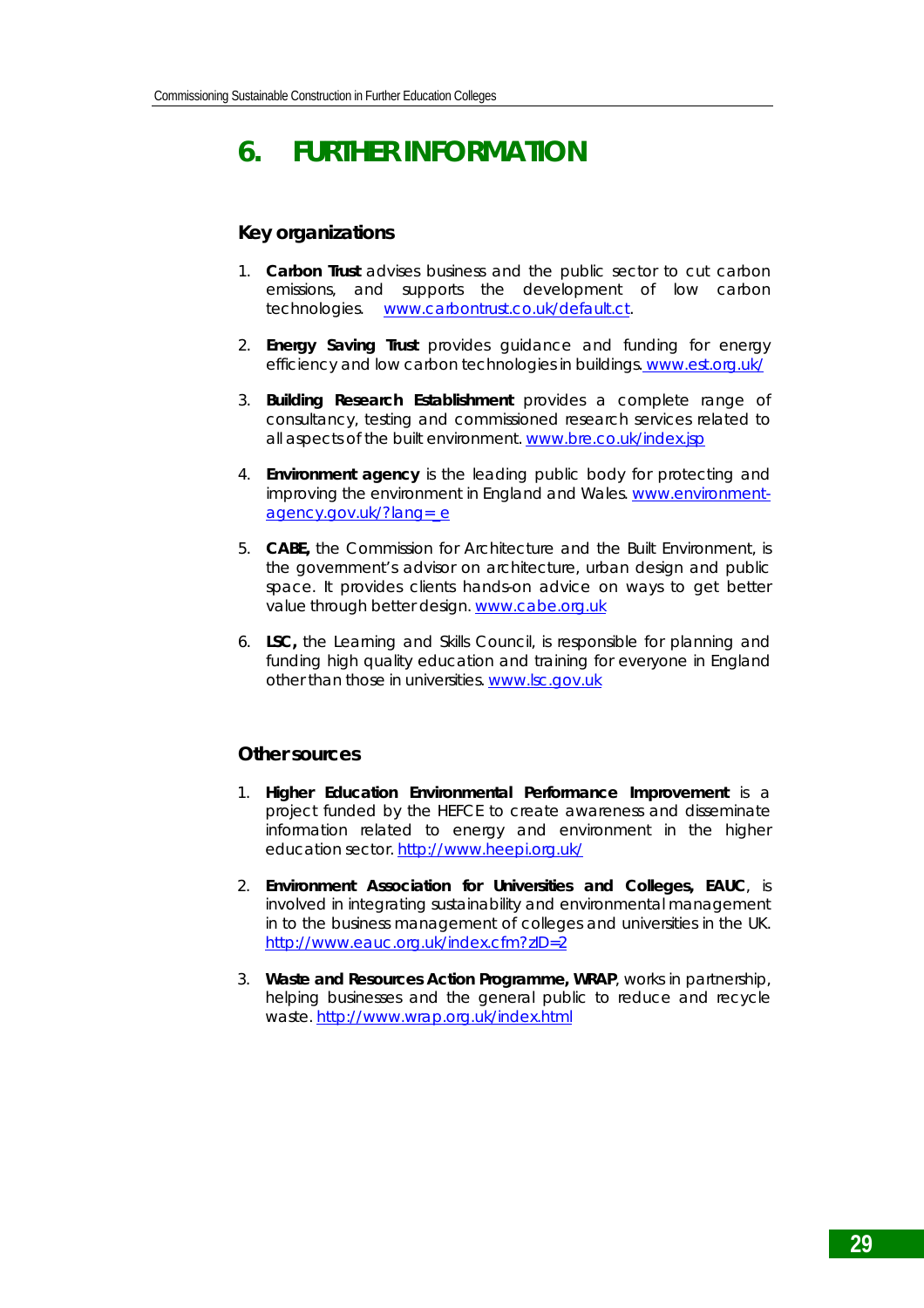# 6. FURTHER INFORMATION

## Key organizations

1. **Carbon Trust** advises business and the public sector to cut carbon emissions, and supports the development of low carbon technologies. www.carbontrust.co.uk/default.ct.

2. **Energy Saving Trust** provides guidance and funding for energy efficiency and low carbon technologies in buildings. www.est.org.uk/

3. **Building Research Establishment** provides a complete range of consultancy, testing and commissioned research services related to all aspects of the built environment. www.bre.co.uk/index.jsp

4. **Environment agency** is the leading public body for protecting and improving the environment in England and Wales. www.environment-agency.gov.uk/?lang=_e

5. **CABE,** the Commission for Architecture and the Built Environment, is the government's advisor on architecture, urban design and public space. It provides clients hands-on advice on ways to get better value through better design. www.cabe.org.uk

6. **LSC,** the Learning and Skills Council, is responsible for planning and funding high quality education and training for everyone in England other than those in universities. www.lsc.gov.uk

## Other sources

1. **Higher Education Environmental Performance Improvement** is a project funded by the HEFCE to create awareness and disseminate information related to energy and environment in the higher education sector. http://www.heepi.org.uk/

2. **Environment Association for Universities and Colleges, EAUC**, is involved in integrating sustainability and environmental management in to the business management of colleges and universities in the UK. http://www.eauc.org.uk/index.cfm?zID=2

3. **Waste and Resources Action Programme, WRAP**, works in partnership, helping businesses and the general public to reduce and recycle waste. http://www.wrap.org.uk/index.html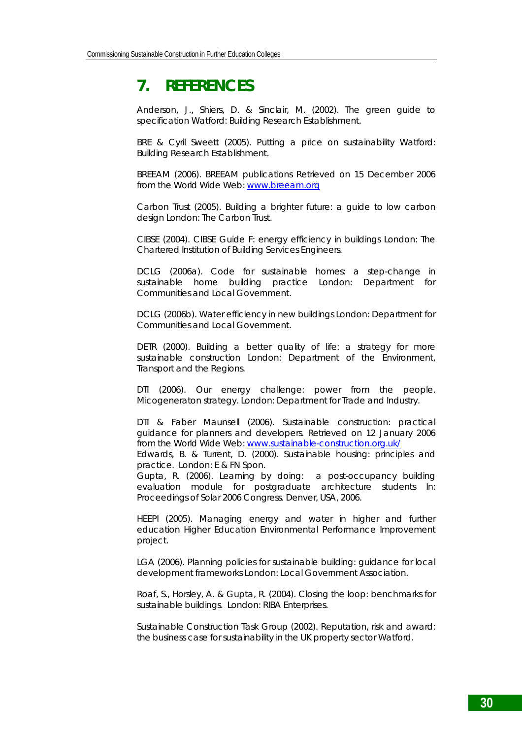# 7. REFERENCES

Anderson, J., Shiers, D. & Sinclair, M. (2002). The green guide to specification Watford: Building Research Establishment.

BRE & Cyril Sweett (2005). Putting a price on sustainability Watford: Building Research Establishment.

BREEAM (2006). BREEAM publications Retrieved on 15 December 2006 from the World Wide Web: www.breeam.org

Carbon Trust (2005). Building a brighter future: a guide to low carbon design London: The Carbon Trust.

CIBSE (2004). CIBSE Guide F: energy efficiency in buildings London: The Chartered Institution of Building Services Engineers.

DCLG (2006a). Code for sustainable homes: a step-change in sustainable home building practice London: Department for Communities and Local Government.

DCLG (2006b). Water efficiency in new buildings London: Department for Communities and Local Government.

DETR (2000). Building a better quality of life: a strategy for more sustainable construction London: Department of the Environment, Transport and the Regions.

DTI (2006). Our energy challenge: power from the people. Micogeneraton strategy. London: Department for Trade and Industry.

DTI & Faber Maunsell (2006). Sustainable construction: practical guidance for planners and developers. Retrieved on 12 January 2006 from the World Wide Web: www.sustainable-construction.org.uk/

Edwards, B. & Turrent, D. (2000). Sustainable housing: principles and practice. London: E & FN Spon.

Gupta, R. (2006). Learning by doing: a post-occupancy building evaluation module for postgraduate architecture students In: Proceedings of Solar 2006 Congress. Denver, USA, 2006.

HEEPI (2005). Managing energy and water in higher and further education Higher Education Environmental Performance Improvement project.

LGA (2006). Planning policies for sustainable building: guidance for local development frameworks London: Local Government Association.

Roaf, S., Horsley, A. & Gupta, R. (2004). Closing the loop: benchmarks for sustainable buildings. London: RIBA Enterprises.

Sustainable Construction Task Group (2002). Reputation, risk and award: the business case for sustainability in the UK property sector Watford.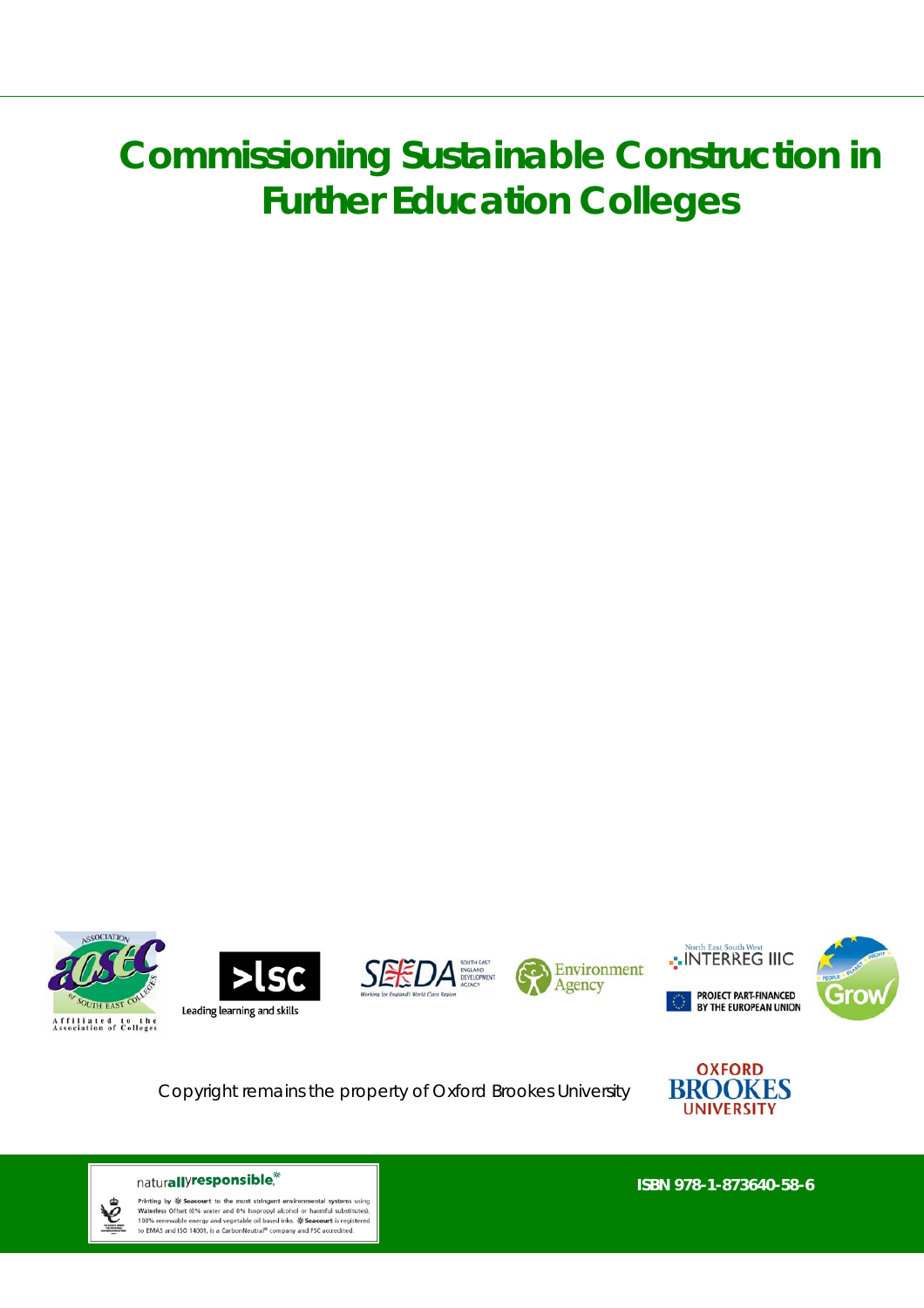# Commissioning Sustainable Construction in Further Education Colleges

Copyright remains the property of Oxford Brookes University

naturallyresponsible

Printing by Seacourt to the most stringent environmental systems using Waterless Offset (0% water and 0% Isopropyl alcohol or harmful substitutes). 100% renewable energy and vegetable oil based inks. Seacourt is registered to EMAS and ISO 14001, is a CarbonNeutral® company and FSC accredited.

ISBN 978-1-873640-58-6